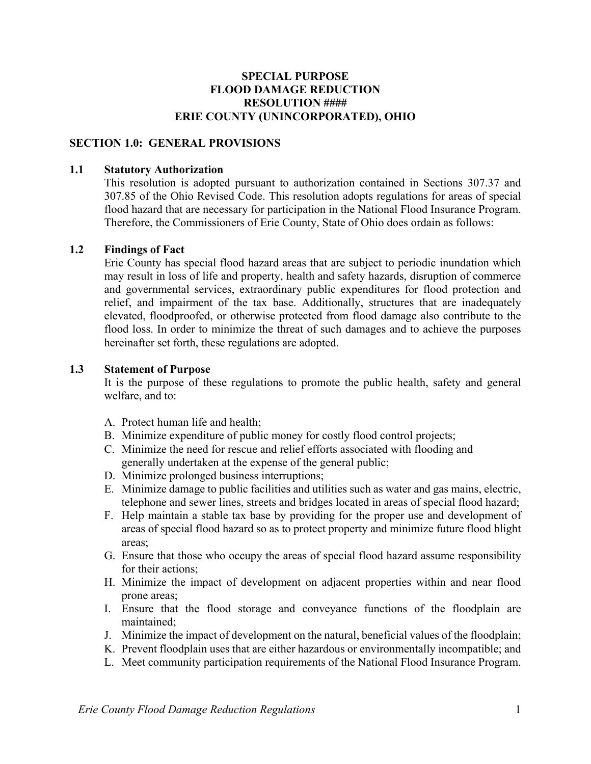# SPECIAL PURPOSE
# FLOOD DAMAGE REDUCTION
# RESOLUTION ####
# ERIE COUNTY (UNINCORPORATED), OHIO

## SECTION 1.0: GENERAL PROVISIONS

### 1.1 Statutory Authorization

This resolution is adopted pursuant to authorization contained in Sections 307.37 and 307.85 of the Ohio Revised Code. This resolution adopts regulations for areas of special flood hazard that are necessary for participation in the National Flood Insurance Program. Therefore, the Commissioners of Erie County, State of Ohio does ordain as follows:

### 1.2 Findings of Fact

Erie County has special flood hazard areas that are subject to periodic inundation which may result in loss of life and property, health and safety hazards, disruption of commerce and governmental services, extraordinary public expenditures for flood protection and relief, and impairment of the tax base. Additionally, structures that are inadequately elevated, floodproofed, or otherwise protected from flood damage also contribute to the flood loss. In order to minimize the threat of such damages and to achieve the purposes hereinafter set forth, these regulations are adopted.

### 1.3 Statement of Purpose

It is the purpose of these regulations to promote the public health, safety and general welfare, and to:

A. Protect human life and health;
B. Minimize expenditure of public money for costly flood control projects;
C. Minimize the need for rescue and relief efforts associated with flooding and generally undertaken at the expense of the general public;
D. Minimize prolonged business interruptions;
E. Minimize damage to public facilities and utilities such as water and gas mains, electric, telephone and sewer lines, streets and bridges located in areas of special flood hazard;
F. Help maintain a stable tax base by providing for the proper use and development of areas of special flood hazard so as to protect property and minimize future flood blight areas;
G. Ensure that those who occupy the areas of special flood hazard assume responsibility for their actions;
H. Minimize the impact of development on adjacent properties within and near flood prone areas;
I. Ensure that the flood storage and conveyance functions of the floodplain are maintained;
J. Minimize the impact of development on the natural, beneficial values of the floodplain;
K. Prevent floodplain uses that are either hazardous or environmentally incompatible; and
L. Meet community participation requirements of the National Flood Insurance Program.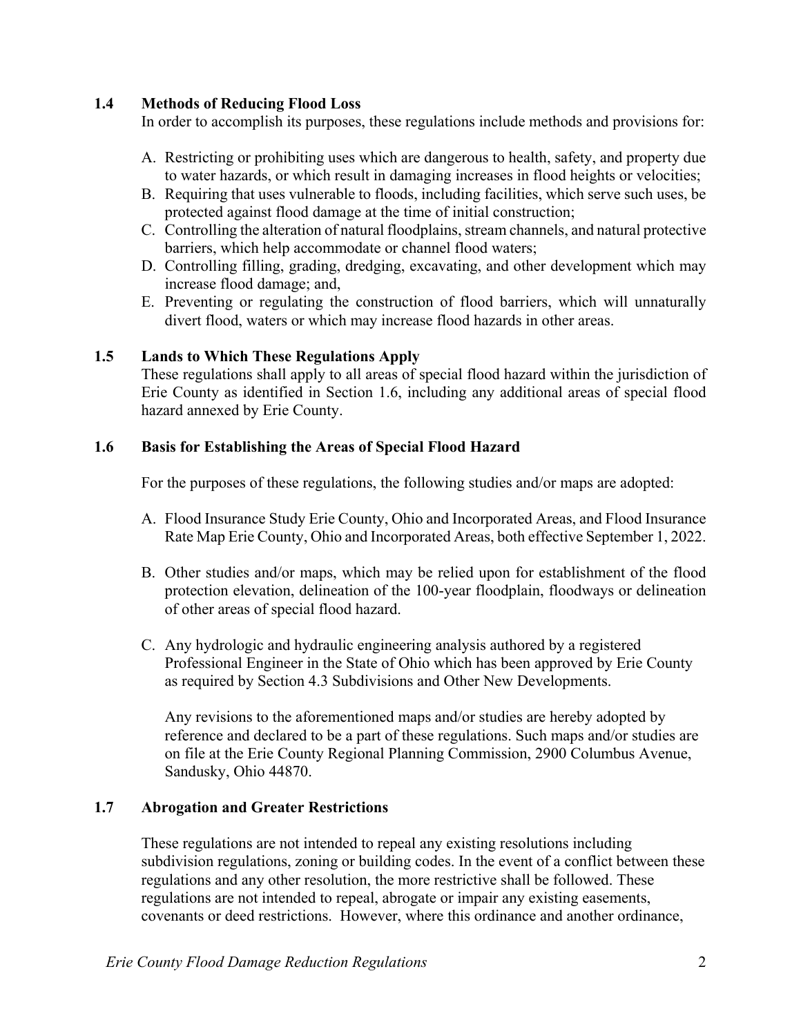### 1.4 Methods of Reducing Flood Loss

In order to accomplish its purposes, these regulations include methods and provisions for:

A. Restricting or prohibiting uses which are dangerous to health, safety, and property due to water hazards, or which result in damaging increases in flood heights or velocities;
B. Requiring that uses vulnerable to floods, including facilities, which serve such uses, be protected against flood damage at the time of initial construction;
C. Controlling the alteration of natural floodplains, stream channels, and natural protective barriers, which help accommodate or channel flood waters;
D. Controlling filling, grading, dredging, excavating, and other development which may increase flood damage; and,
E. Preventing or regulating the construction of flood barriers, which will unnaturally divert flood, waters or which may increase flood hazards in other areas.

### 1.5 Lands to Which These Regulations Apply

These regulations shall apply to all areas of special flood hazard within the jurisdiction of Erie County as identified in Section 1.6, including any additional areas of special flood hazard annexed by Erie County.

### 1.6 Basis for Establishing the Areas of Special Flood Hazard

For the purposes of these regulations, the following studies and/or maps are adopted:

A. Flood Insurance Study Erie County, Ohio and Incorporated Areas, and Flood Insurance Rate Map Erie County, Ohio and Incorporated Areas, both effective September 1, 2022.

B. Other studies and/or maps, which may be relied upon for establishment of the flood protection elevation, delineation of the 100-year floodplain, floodways or delineation of other areas of special flood hazard.

C. Any hydrologic and hydraulic engineering analysis authored by a registered Professional Engineer in the State of Ohio which has been approved by Erie County as required by Section 4.3 Subdivisions and Other New Developments.

Any revisions to the aforementioned maps and/or studies are hereby adopted by reference and declared to be a part of these regulations. Such maps and/or studies are on file at the Erie County Regional Planning Commission, 2900 Columbus Avenue, Sandusky, Ohio 44870.

### 1.7 Abrogation and Greater Restrictions

These regulations are not intended to repeal any existing resolutions including subdivision regulations, zoning or building codes. In the event of a conflict between these regulations and any other resolution, the more restrictive shall be followed. These regulations are not intended to repeal, abrogate or impair any existing easements, covenants or deed restrictions. However, where this ordinance and another ordinance,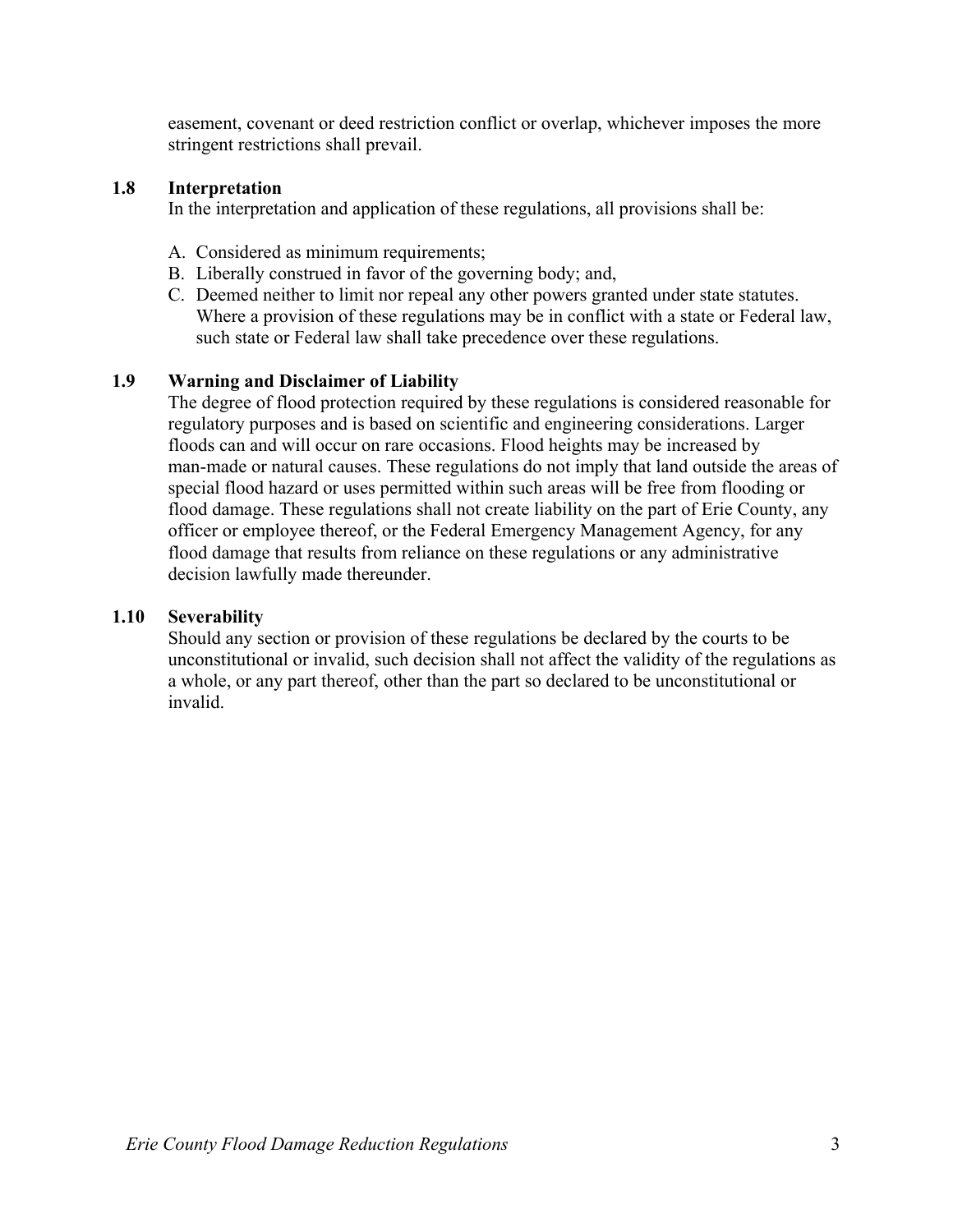easement, covenant or deed restriction conflict or overlap, whichever imposes the more stringent restrictions shall prevail.

### 1.8 Interpretation

In the interpretation and application of these regulations, all provisions shall be:

A. Considered as minimum requirements;
B. Liberally construed in favor of the governing body; and,
C. Deemed neither to limit nor repeal any other powers granted under state statutes. Where a provision of these regulations may be in conflict with a state or Federal law, such state or Federal law shall take precedence over these regulations.

### 1.9 Warning and Disclaimer of Liability

The degree of flood protection required by these regulations is considered reasonable for regulatory purposes and is based on scientific and engineering considerations. Larger floods can and will occur on rare occasions. Flood heights may be increased by man-made or natural causes. These regulations do not imply that land outside the areas of special flood hazard or uses permitted within such areas will be free from flooding or flood damage. These regulations shall not create liability on the part of Erie County, any officer or employee thereof, or the Federal Emergency Management Agency, for any flood damage that results from reliance on these regulations or any administrative decision lawfully made thereunder.

### 1.10 Severability

Should any section or provision of these regulations be declared by the courts to be unconstitutional or invalid, such decision shall not affect the validity of the regulations as a whole, or any part thereof, other than the part so declared to be unconstitutional or invalid.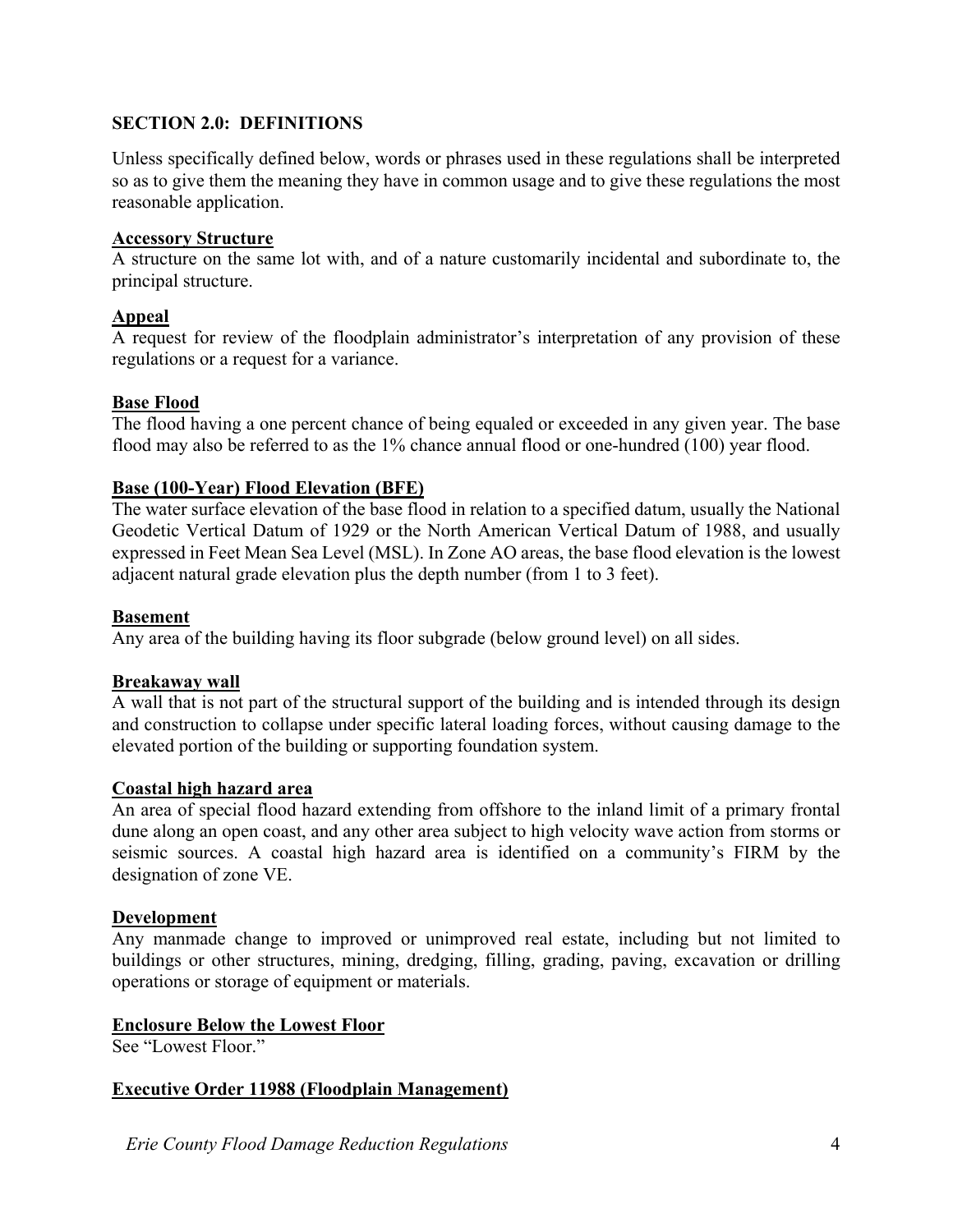## SECTION 2.0: DEFINITIONS

Unless specifically defined below, words or phrases used in these regulations shall be interpreted so as to give them the meaning they have in common usage and to give these regulations the most reasonable application.

**Accessory Structure**

A structure on the same lot with, and of a nature customarily incidental and subordinate to, the principal structure.

**Appeal**

A request for review of the floodplain administrator's interpretation of any provision of these regulations or a request for a variance.

**Base Flood**

The flood having a one percent chance of being equaled or exceeded in any given year. The base flood may also be referred to as the 1% chance annual flood or one-hundred (100) year flood.

**Base (100-Year) Flood Elevation (BFE)**

The water surface elevation of the base flood in relation to a specified datum, usually the National Geodetic Vertical Datum of 1929 or the North American Vertical Datum of 1988, and usually expressed in Feet Mean Sea Level (MSL). In Zone AO areas, the base flood elevation is the lowest adjacent natural grade elevation plus the depth number (from 1 to 3 feet).

**Basement**

Any area of the building having its floor subgrade (below ground level) on all sides.

**Breakaway wall**

A wall that is not part of the structural support of the building and is intended through its design and construction to collapse under specific lateral loading forces, without causing damage to the elevated portion of the building or supporting foundation system.

**Coastal high hazard area**

An area of special flood hazard extending from offshore to the inland limit of a primary frontal dune along an open coast, and any other area subject to high velocity wave action from storms or seismic sources. A coastal high hazard area is identified on a community's FIRM by the designation of zone VE.

**Development**

Any manmade change to improved or unimproved real estate, including but not limited to buildings or other structures, mining, dredging, filling, grading, paving, excavation or drilling operations or storage of equipment or materials.

**Enclosure Below the Lowest Floor**

See "Lowest Floor."

**Executive Order 11988 (Floodplain Management)**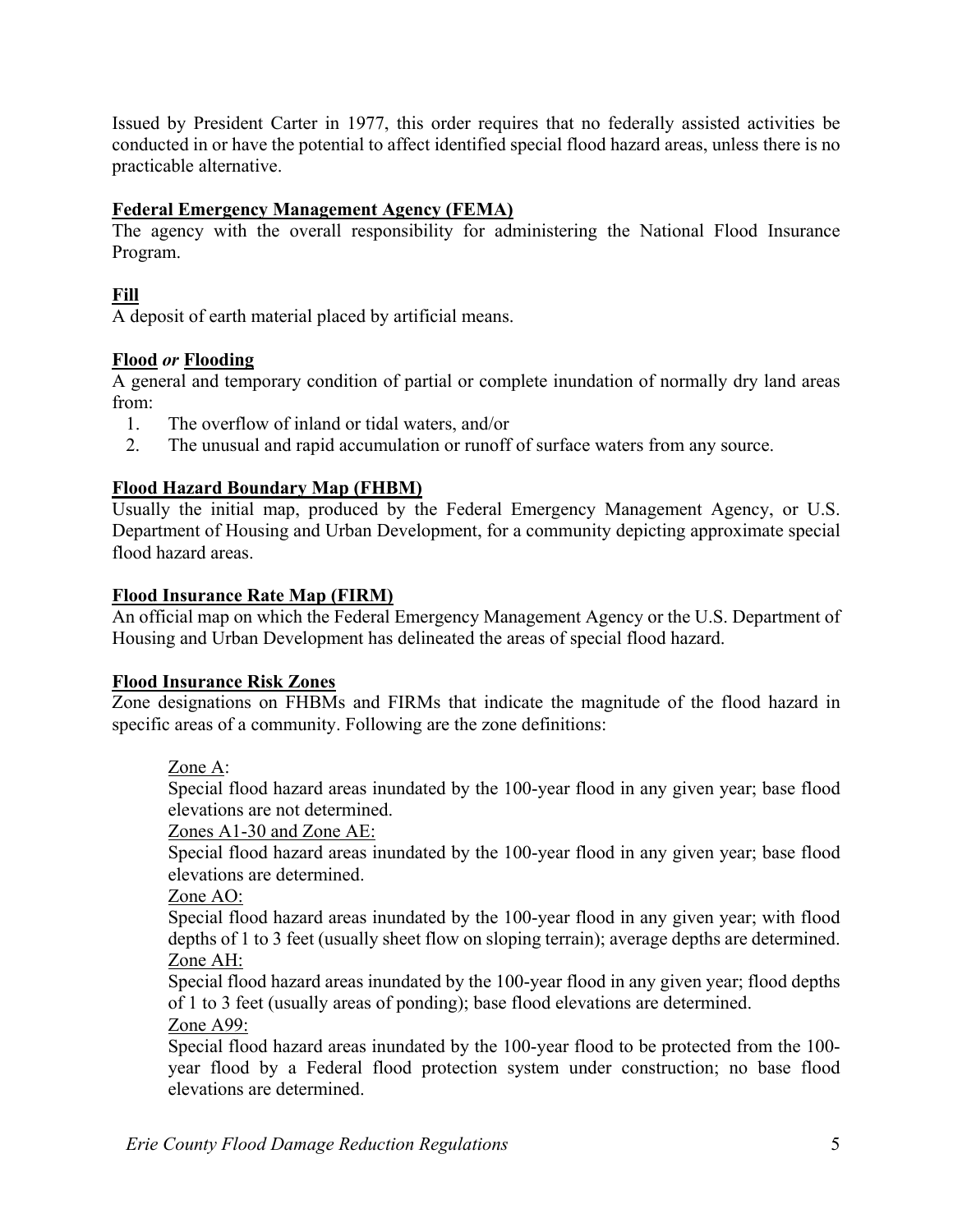Issued by President Carter in 1977, this order requires that no federally assisted activities be conducted in or have the potential to affect identified special flood hazard areas, unless there is no practicable alternative.

**Federal Emergency Management Agency (FEMA)**
The agency with the overall responsibility for administering the National Flood Insurance Program.

**Fill**
A deposit of earth material placed by artificial means.

**Flood** ***or*** **Flooding**
A general and temporary condition of partial or complete inundation of normally dry land areas from:

1. The overflow of inland or tidal waters, and/or
2. The unusual and rapid accumulation or runoff of surface waters from any source.

**Flood Hazard Boundary Map (FHBM)**
Usually the initial map, produced by the Federal Emergency Management Agency, or U.S. Department of Housing and Urban Development, for a community depicting approximate special flood hazard areas.

**Flood Insurance Rate Map (FIRM)**
An official map on which the Federal Emergency Management Agency or the U.S. Department of Housing and Urban Development has delineated the areas of special flood hazard.

**Flood Insurance Risk Zones**
Zone designations on FHBMs and FIRMs that indicate the magnitude of the flood hazard in specific areas of a community. Following are the zone definitions:

Zone A:
Special flood hazard areas inundated by the 100-year flood in any given year; base flood elevations are not determined.

Zones A1-30 and Zone AE:
Special flood hazard areas inundated by the 100-year flood in any given year; base flood elevations are determined.

Zone AO:
Special flood hazard areas inundated by the 100-year flood in any given year; with flood depths of 1 to 3 feet (usually sheet flow on sloping terrain); average depths are determined.

Zone AH:
Special flood hazard areas inundated by the 100-year flood in any given year; flood depths of 1 to 3 feet (usually areas of ponding); base flood elevations are determined.

Zone A99:
Special flood hazard areas inundated by the 100-year flood to be protected from the 100-year flood by a Federal flood protection system under construction; no base flood elevations are determined.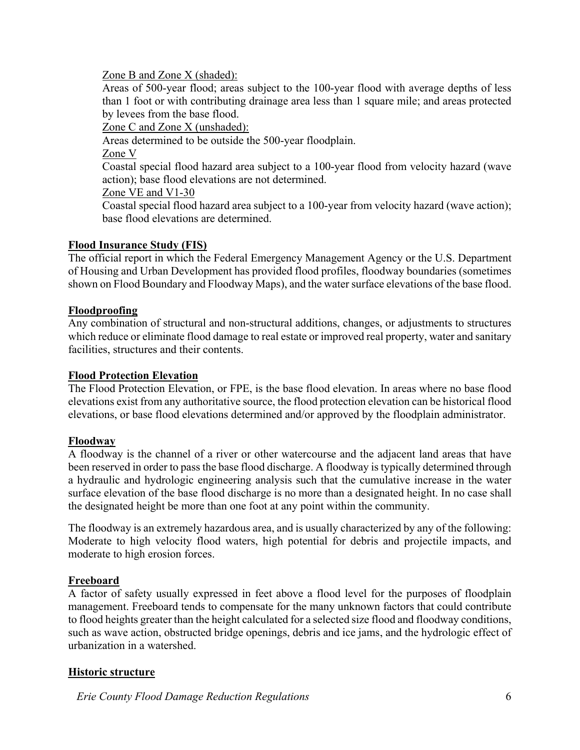Zone B and Zone X (shaded):

Areas of 500-year flood; areas subject to the 100-year flood with average depths of less than 1 foot or with contributing drainage area less than 1 square mile; and areas protected by levees from the base flood.

Zone C and Zone X (unshaded):

Areas determined to be outside the 500-year floodplain.

Zone V

Coastal special flood hazard area subject to a 100-year flood from velocity hazard (wave action); base flood elevations are not determined.

Zone VE and V1-30

Coastal special flood hazard area subject to a 100-year from velocity hazard (wave action); base flood elevations are determined.

**Flood Insurance Study (FIS)**

The official report in which the Federal Emergency Management Agency or the U.S. Department of Housing and Urban Development has provided flood profiles, floodway boundaries (sometimes shown on Flood Boundary and Floodway Maps), and the water surface elevations of the base flood.

**Floodproofing**

Any combination of structural and non-structural additions, changes, or adjustments to structures which reduce or eliminate flood damage to real estate or improved real property, water and sanitary facilities, structures and their contents.

**Flood Protection Elevation**

The Flood Protection Elevation, or FPE, is the base flood elevation. In areas where no base flood elevations exist from any authoritative source, the flood protection elevation can be historical flood elevations, or base flood elevations determined and/or approved by the floodplain administrator.

**Floodway**

A floodway is the channel of a river or other watercourse and the adjacent land areas that have been reserved in order to pass the base flood discharge. A floodway is typically determined through a hydraulic and hydrologic engineering analysis such that the cumulative increase in the water surface elevation of the base flood discharge is no more than a designated height. In no case shall the designated height be more than one foot at any point within the community.

The floodway is an extremely hazardous area, and is usually characterized by any of the following: Moderate to high velocity flood waters, high potential for debris and projectile impacts, and moderate to high erosion forces.

**Freeboard**

A factor of safety usually expressed in feet above a flood level for the purposes of floodplain management. Freeboard tends to compensate for the many unknown factors that could contribute to flood heights greater than the height calculated for a selected size flood and floodway conditions, such as wave action, obstructed bridge openings, debris and ice jams, and the hydrologic effect of urbanization in a watershed.

**Historic structure**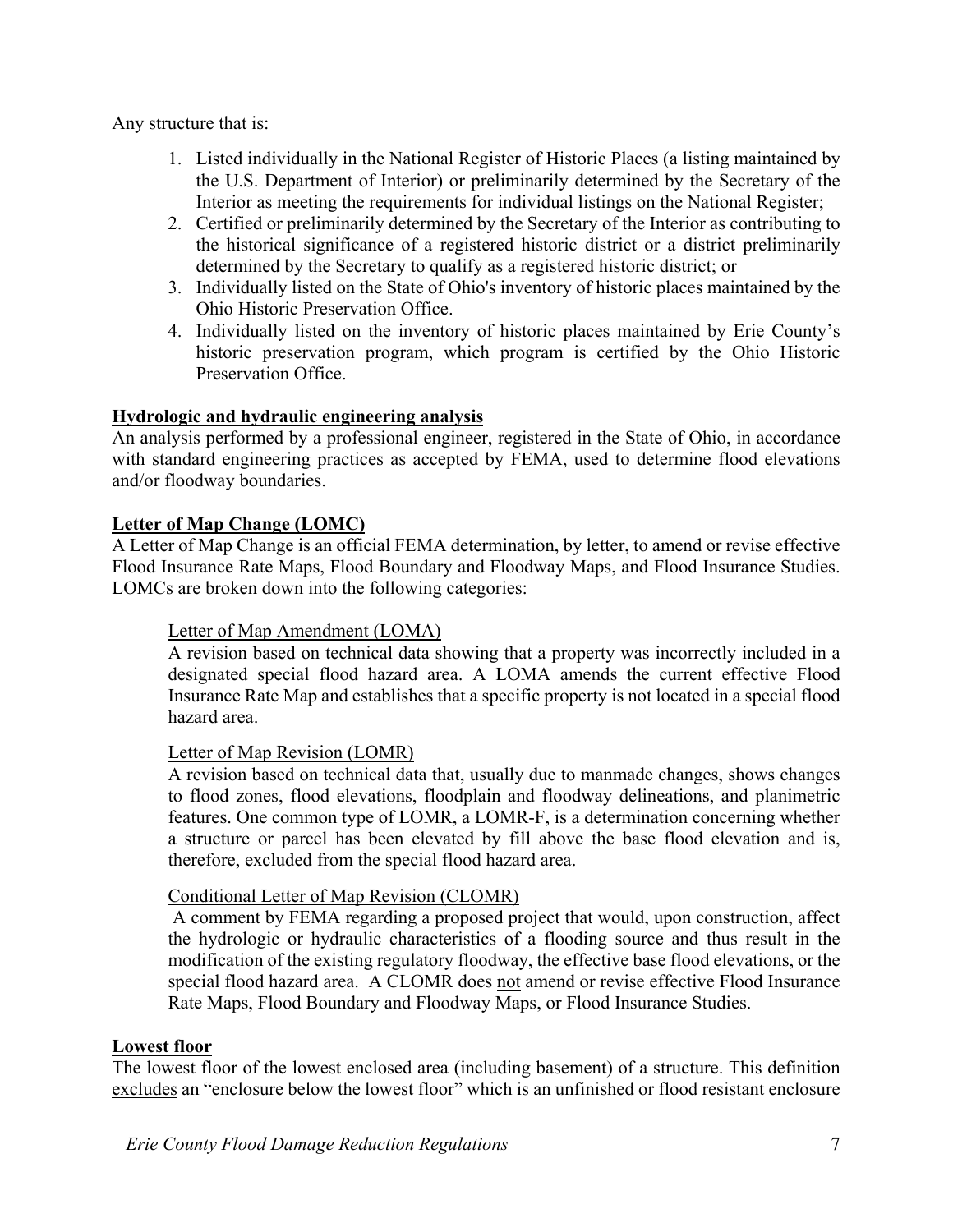Any structure that is:

1. Listed individually in the National Register of Historic Places (a listing maintained by the U.S. Department of Interior) or preliminarily determined by the Secretary of the Interior as meeting the requirements for individual listings on the National Register;
2. Certified or preliminarily determined by the Secretary of the Interior as contributing to the historical significance of a registered historic district or a district preliminarily determined by the Secretary to qualify as a registered historic district; or
3. Individually listed on the State of Ohio's inventory of historic places maintained by the Ohio Historic Preservation Office.
4. Individually listed on the inventory of historic places maintained by Erie County's historic preservation program, which program is certified by the Ohio Historic Preservation Office.

**Hydrologic and hydraulic engineering analysis**

An analysis performed by a professional engineer, registered in the State of Ohio, in accordance with standard engineering practices as accepted by FEMA, used to determine flood elevations and/or floodway boundaries.

**Letter of Map Change (LOMC)**

A Letter of Map Change is an official FEMA determination, by letter, to amend or revise effective Flood Insurance Rate Maps, Flood Boundary and Floodway Maps, and Flood Insurance Studies. LOMCs are broken down into the following categories:

Letter of Map Amendment (LOMA)

A revision based on technical data showing that a property was incorrectly included in a designated special flood hazard area. A LOMA amends the current effective Flood Insurance Rate Map and establishes that a specific property is not located in a special flood hazard area.

Letter of Map Revision (LOMR)

A revision based on technical data that, usually due to manmade changes, shows changes to flood zones, flood elevations, floodplain and floodway delineations, and planimetric features. One common type of LOMR, a LOMR-F, is a determination concerning whether a structure or parcel has been elevated by fill above the base flood elevation and is, therefore, excluded from the special flood hazard area.

Conditional Letter of Map Revision (CLOMR)

A comment by FEMA regarding a proposed project that would, upon construction, affect the hydrologic or hydraulic characteristics of a flooding source and thus result in the modification of the existing regulatory floodway, the effective base flood elevations, or the special flood hazard area. A CLOMR does not amend or revise effective Flood Insurance Rate Maps, Flood Boundary and Floodway Maps, or Flood Insurance Studies.

**Lowest floor**

The lowest floor of the lowest enclosed area (including basement) of a structure. This definition excludes an "enclosure below the lowest floor" which is an unfinished or flood resistant enclosure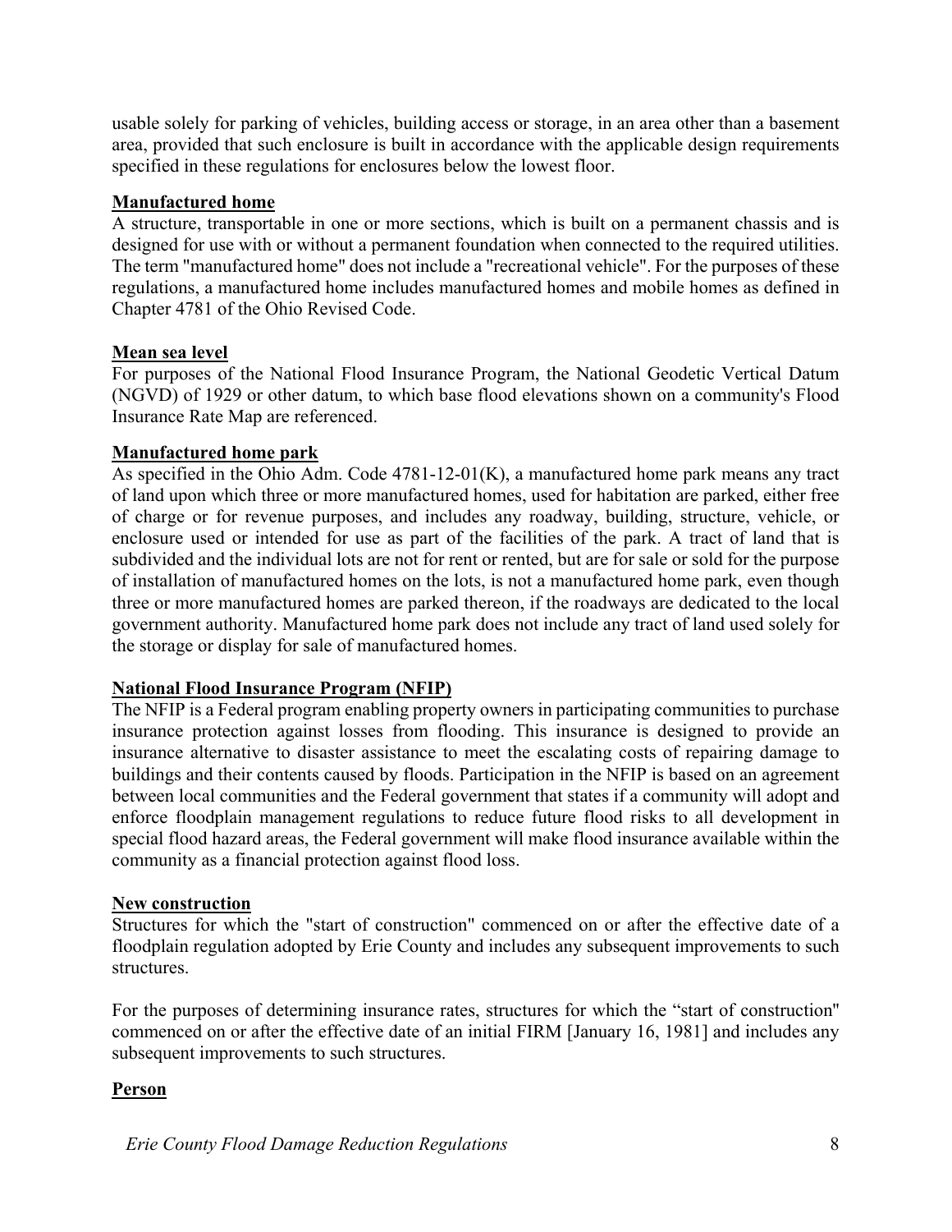usable solely for parking of vehicles, building access or storage, in an area other than a basement area, provided that such enclosure is built in accordance with the applicable design requirements specified in these regulations for enclosures below the lowest floor.

**Manufactured home**

A structure, transportable in one or more sections, which is built on a permanent chassis and is designed for use with or without a permanent foundation when connected to the required utilities. The term "manufactured home" does not include a "recreational vehicle". For the purposes of these regulations, a manufactured home includes manufactured homes and mobile homes as defined in Chapter 4781 of the Ohio Revised Code.

**Mean sea level**

For purposes of the National Flood Insurance Program, the National Geodetic Vertical Datum (NGVD) of 1929 or other datum, to which base flood elevations shown on a community's Flood Insurance Rate Map are referenced.

**Manufactured home park**

As specified in the Ohio Adm. Code 4781-12-01(K), a manufactured home park means any tract of land upon which three or more manufactured homes, used for habitation are parked, either free of charge or for revenue purposes, and includes any roadway, building, structure, vehicle, or enclosure used or intended for use as part of the facilities of the park. A tract of land that is subdivided and the individual lots are not for rent or rented, but are for sale or sold for the purpose of installation of manufactured homes on the lots, is not a manufactured home park, even though three or more manufactured homes are parked thereon, if the roadways are dedicated to the local government authority. Manufactured home park does not include any tract of land used solely for the storage or display for sale of manufactured homes.

**National Flood Insurance Program (NFIP)**

The NFIP is a Federal program enabling property owners in participating communities to purchase insurance protection against losses from flooding. This insurance is designed to provide an insurance alternative to disaster assistance to meet the escalating costs of repairing damage to buildings and their contents caused by floods. Participation in the NFIP is based on an agreement between local communities and the Federal government that states if a community will adopt and enforce floodplain management regulations to reduce future flood risks to all development in special flood hazard areas, the Federal government will make flood insurance available within the community as a financial protection against flood loss.

**New construction**

Structures for which the "start of construction" commenced on or after the effective date of a floodplain regulation adopted by Erie County and includes any subsequent improvements to such structures.

For the purposes of determining insurance rates, structures for which the "start of construction" commenced on or after the effective date of an initial FIRM [January 16, 1981] and includes any subsequent improvements to such structures.

**Person**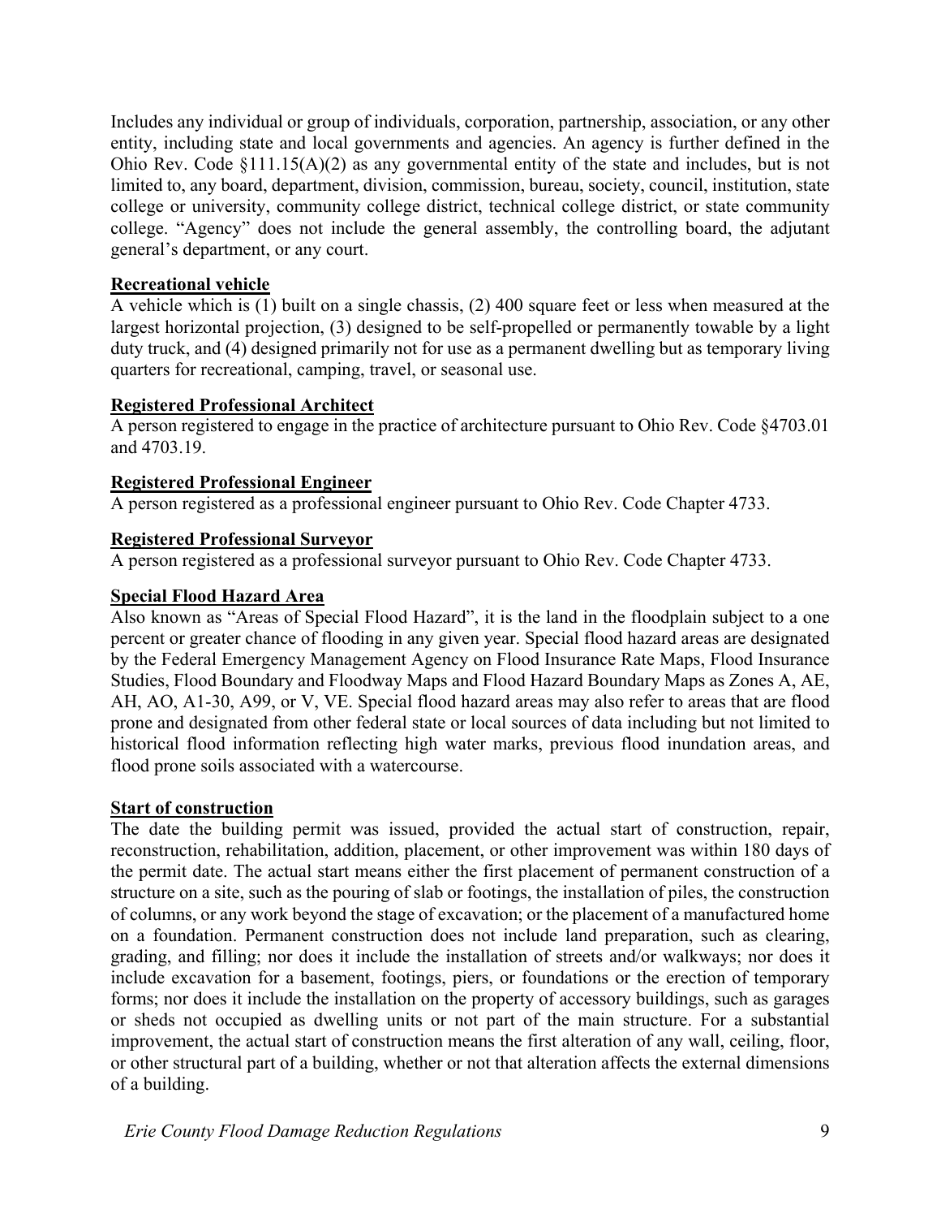Includes any individual or group of individuals, corporation, partnership, association, or any other entity, including state and local governments and agencies. An agency is further defined in the Ohio Rev. Code §111.15(A)(2) as any governmental entity of the state and includes, but is not limited to, any board, department, division, commission, bureau, society, council, institution, state college or university, community college district, technical college district, or state community college. "Agency" does not include the general assembly, the controlling board, the adjutant general's department, or any court.

**Recreational vehicle**

A vehicle which is (1) built on a single chassis, (2) 400 square feet or less when measured at the largest horizontal projection, (3) designed to be self-propelled or permanently towable by a light duty truck, and (4) designed primarily not for use as a permanent dwelling but as temporary living quarters for recreational, camping, travel, or seasonal use.

**Registered Professional Architect**

A person registered to engage in the practice of architecture pursuant to Ohio Rev. Code §4703.01 and 4703.19.

**Registered Professional Engineer**

A person registered as a professional engineer pursuant to Ohio Rev. Code Chapter 4733.

**Registered Professional Surveyor**

A person registered as a professional surveyor pursuant to Ohio Rev. Code Chapter 4733.

**Special Flood Hazard Area**

Also known as "Areas of Special Flood Hazard", it is the land in the floodplain subject to a one percent or greater chance of flooding in any given year. Special flood hazard areas are designated by the Federal Emergency Management Agency on Flood Insurance Rate Maps, Flood Insurance Studies, Flood Boundary and Floodway Maps and Flood Hazard Boundary Maps as Zones A, AE, AH, AO, A1-30, A99, or V, VE. Special flood hazard areas may also refer to areas that are flood prone and designated from other federal state or local sources of data including but not limited to historical flood information reflecting high water marks, previous flood inundation areas, and flood prone soils associated with a watercourse.

**Start of construction**

The date the building permit was issued, provided the actual start of construction, repair, reconstruction, rehabilitation, addition, placement, or other improvement was within 180 days of the permit date. The actual start means either the first placement of permanent construction of a structure on a site, such as the pouring of slab or footings, the installation of piles, the construction of columns, or any work beyond the stage of excavation; or the placement of a manufactured home on a foundation. Permanent construction does not include land preparation, such as clearing, grading, and filling; nor does it include the installation of streets and/or walkways; nor does it include excavation for a basement, footings, piers, or foundations or the erection of temporary forms; nor does it include the installation on the property of accessory buildings, such as garages or sheds not occupied as dwelling units or not part of the main structure. For a substantial improvement, the actual start of construction means the first alteration of any wall, ceiling, floor, or other structural part of a building, whether or not that alteration affects the external dimensions of a building.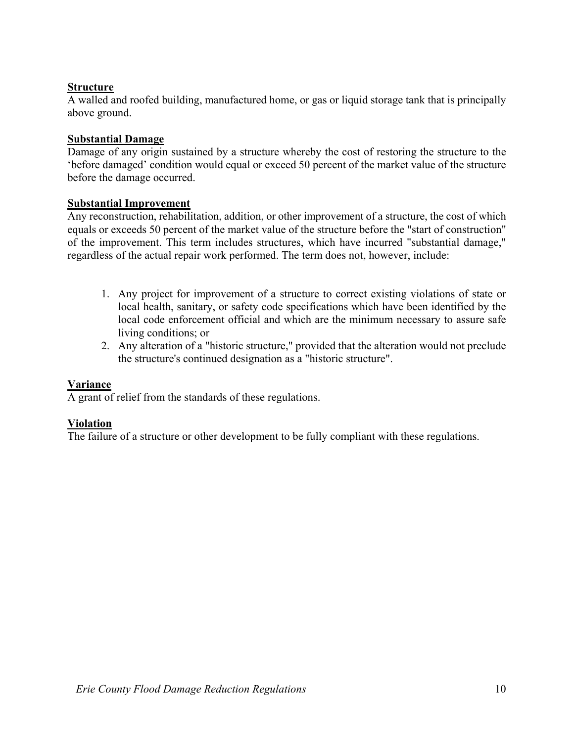**Structure**
A walled and roofed building, manufactured home, or gas or liquid storage tank that is principally above ground.

**Substantial Damage**
Damage of any origin sustained by a structure whereby the cost of restoring the structure to the 'before damaged' condition would equal or exceed 50 percent of the market value of the structure before the damage occurred.

**Substantial Improvement**
Any reconstruction, rehabilitation, addition, or other improvement of a structure, the cost of which equals or exceeds 50 percent of the market value of the structure before the "start of construction" of the improvement. This term includes structures, which have incurred "substantial damage," regardless of the actual repair work performed. The term does not, however, include:

1. Any project for improvement of a structure to correct existing violations of state or local health, sanitary, or safety code specifications which have been identified by the local code enforcement official and which are the minimum necessary to assure safe living conditions; or
2. Any alteration of a "historic structure," provided that the alteration would not preclude the structure's continued designation as a "historic structure".

**Variance**
A grant of relief from the standards of these regulations.

**Violation**
The failure of a structure or other development to be fully compliant with these regulations.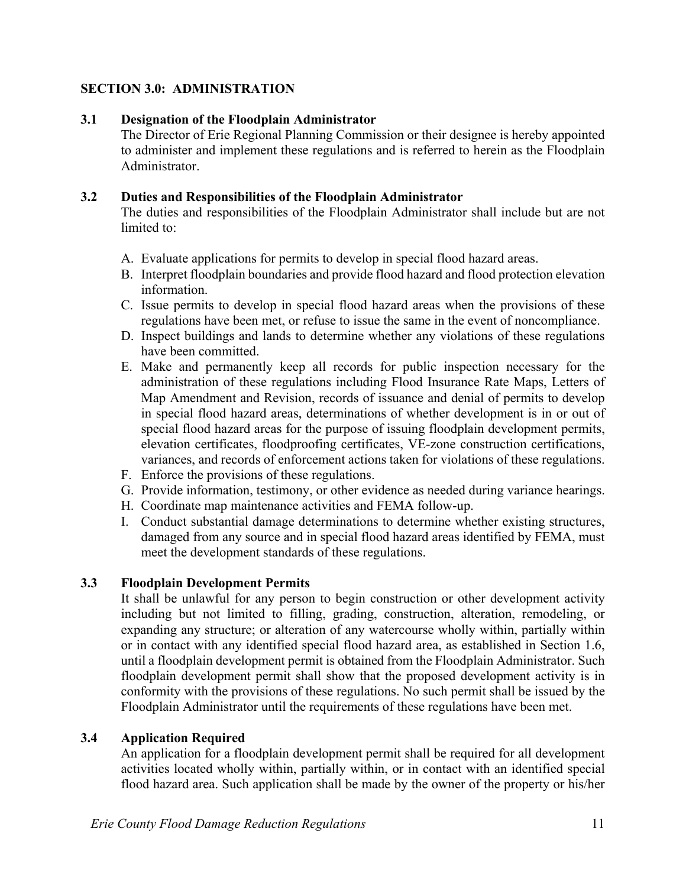## SECTION 3.0: ADMINISTRATION

### 3.1 Designation of the Floodplain Administrator

The Director of Erie Regional Planning Commission or their designee is hereby appointed to administer and implement these regulations and is referred to herein as the Floodplain Administrator.

### 3.2 Duties and Responsibilities of the Floodplain Administrator

The duties and responsibilities of the Floodplain Administrator shall include but are not limited to:

A. Evaluate applications for permits to develop in special flood hazard areas.
B. Interpret floodplain boundaries and provide flood hazard and flood protection elevation information.
C. Issue permits to develop in special flood hazard areas when the provisions of these regulations have been met, or refuse to issue the same in the event of noncompliance.
D. Inspect buildings and lands to determine whether any violations of these regulations have been committed.
E. Make and permanently keep all records for public inspection necessary for the administration of these regulations including Flood Insurance Rate Maps, Letters of Map Amendment and Revision, records of issuance and denial of permits to develop in special flood hazard areas, determinations of whether development is in or out of special flood hazard areas for the purpose of issuing floodplain development permits, elevation certificates, floodproofing certificates, VE-zone construction certifications, variances, and records of enforcement actions taken for violations of these regulations.
F. Enforce the provisions of these regulations.
G. Provide information, testimony, or other evidence as needed during variance hearings.
H. Coordinate map maintenance activities and FEMA follow-up.
I. Conduct substantial damage determinations to determine whether existing structures, damaged from any source and in special flood hazard areas identified by FEMA, must meet the development standards of these regulations.

### 3.3 Floodplain Development Permits

It shall be unlawful for any person to begin construction or other development activity including but not limited to filling, grading, construction, alteration, remodeling, or expanding any structure; or alteration of any watercourse wholly within, partially within or in contact with any identified special flood hazard area, as established in Section 1.6, until a floodplain development permit is obtained from the Floodplain Administrator. Such floodplain development permit shall show that the proposed development activity is in conformity with the provisions of these regulations. No such permit shall be issued by the Floodplain Administrator until the requirements of these regulations have been met.

### 3.4 Application Required

An application for a floodplain development permit shall be required for all development activities located wholly within, partially within, or in contact with an identified special flood hazard area. Such application shall be made by the owner of the property or his/her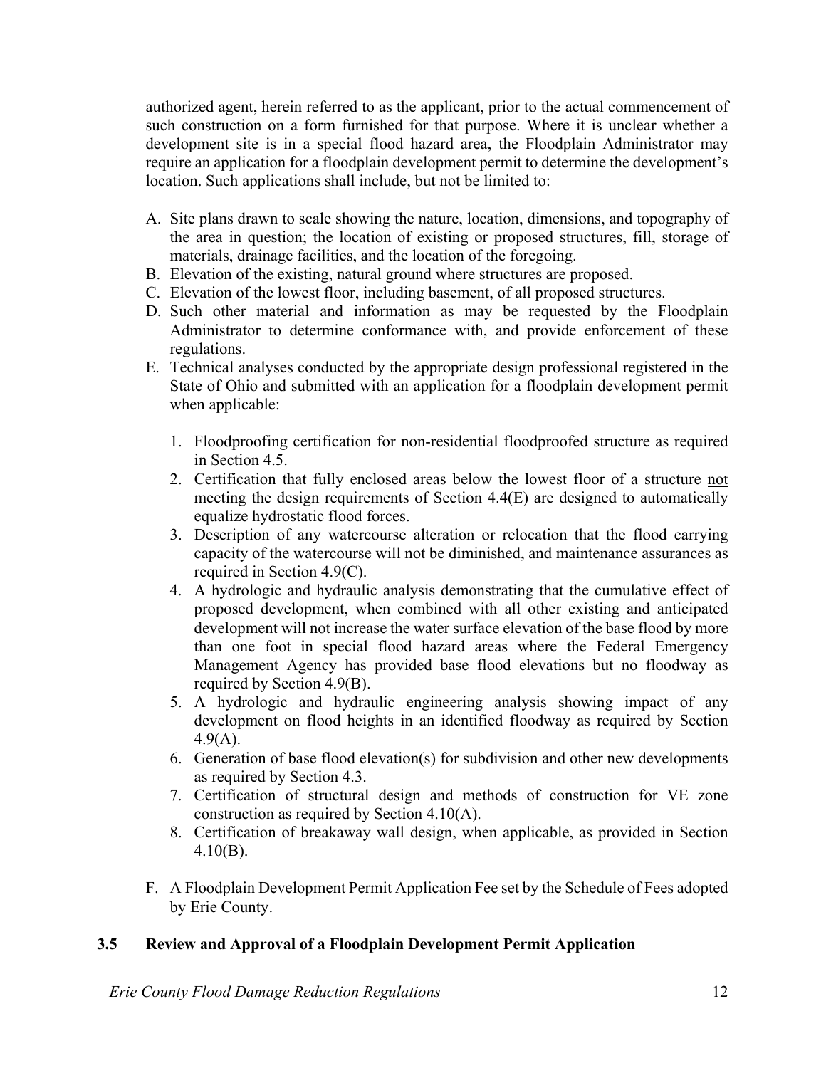authorized agent, herein referred to as the applicant, prior to the actual commencement of such construction on a form furnished for that purpose. Where it is unclear whether a development site is in a special flood hazard area, the Floodplain Administrator may require an application for a floodplain development permit to determine the development's location. Such applications shall include, but not be limited to:

A. Site plans drawn to scale showing the nature, location, dimensions, and topography of the area in question; the location of existing or proposed structures, fill, storage of materials, drainage facilities, and the location of the foregoing.
B. Elevation of the existing, natural ground where structures are proposed.
C. Elevation of the lowest floor, including basement, of all proposed structures.
D. Such other material and information as may be requested by the Floodplain Administrator to determine conformance with, and provide enforcement of these regulations.
E. Technical analyses conducted by the appropriate design professional registered in the State of Ohio and submitted with an application for a floodplain development permit when applicable:

   1. Floodproofing certification for non-residential floodproofed structure as required in Section 4.5.
   2. Certification that fully enclosed areas below the lowest floor of a structure <u>not</u> meeting the design requirements of Section 4.4(E) are designed to automatically equalize hydrostatic flood forces.
   3. Description of any watercourse alteration or relocation that the flood carrying capacity of the watercourse will not be diminished, and maintenance assurances as required in Section 4.9(C).
   4. A hydrologic and hydraulic analysis demonstrating that the cumulative effect of proposed development, when combined with all other existing and anticipated development will not increase the water surface elevation of the base flood by more than one foot in special flood hazard areas where the Federal Emergency Management Agency has provided base flood elevations but no floodway as required by Section 4.9(B).
   5. A hydrologic and hydraulic engineering analysis showing impact of any development on flood heights in an identified floodway as required by Section 4.9(A).
   6. Generation of base flood elevation(s) for subdivision and other new developments as required by Section 4.3.
   7. Certification of structural design and methods of construction for VE zone construction as required by Section 4.10(A).
   8. Certification of breakaway wall design, when applicable, as provided in Section 4.10(B).

F. A Floodplain Development Permit Application Fee set by the Schedule of Fees adopted by Erie County.

### 3.5 Review and Approval of a Floodplain Development Permit Application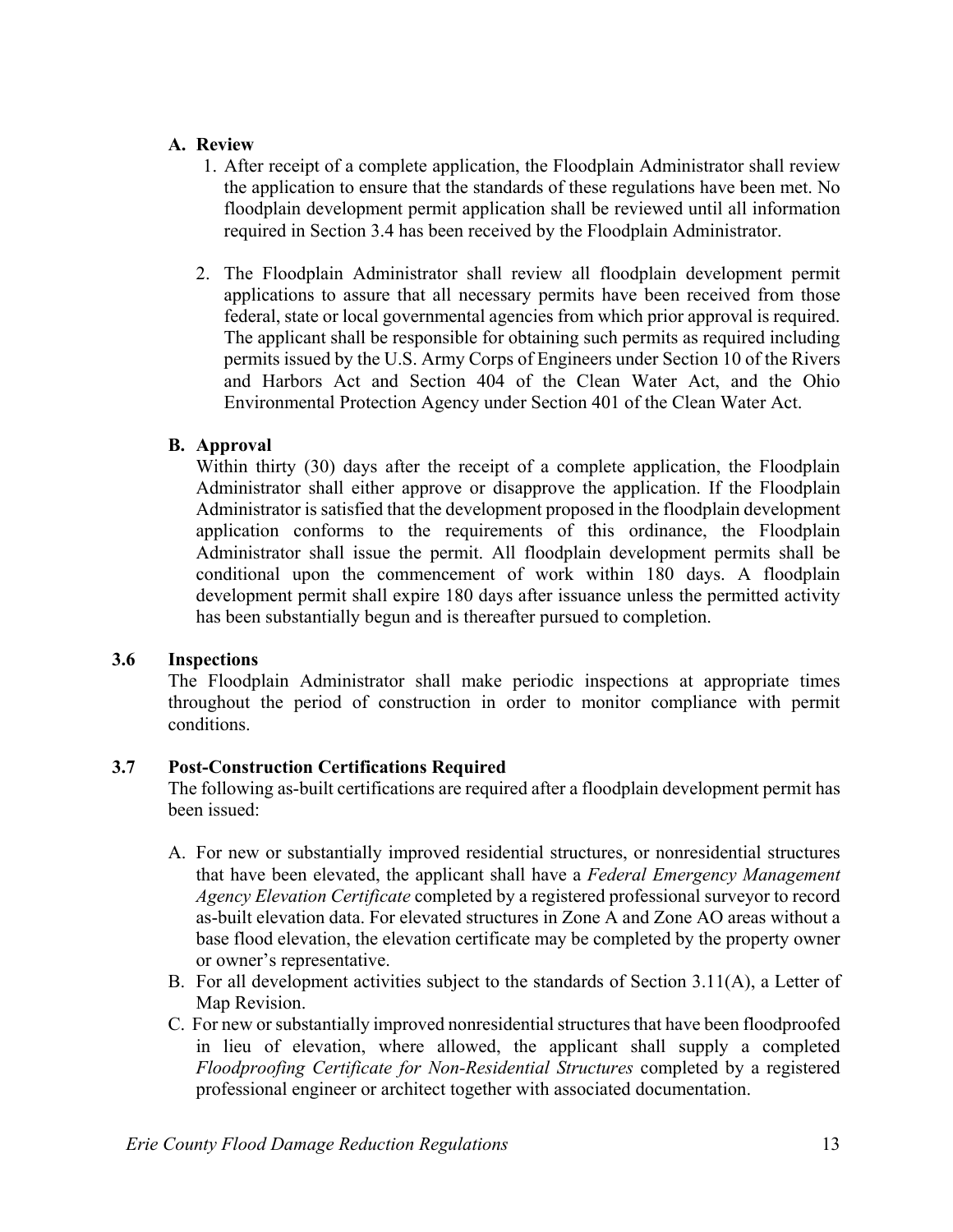**A. Review**

1. After receipt of a complete application, the Floodplain Administrator shall review the application to ensure that the standards of these regulations have been met. No floodplain development permit application shall be reviewed until all information required in Section 3.4 has been received by the Floodplain Administrator.

2. The Floodplain Administrator shall review all floodplain development permit applications to assure that all necessary permits have been received from those federal, state or local governmental agencies from which prior approval is required. The applicant shall be responsible for obtaining such permits as required including permits issued by the U.S. Army Corps of Engineers under Section 10 of the Rivers and Harbors Act and Section 404 of the Clean Water Act, and the Ohio Environmental Protection Agency under Section 401 of the Clean Water Act.

**B. Approval**

Within thirty (30) days after the receipt of a complete application, the Floodplain Administrator shall either approve or disapprove the application. If the Floodplain Administrator is satisfied that the development proposed in the floodplain development application conforms to the requirements of this ordinance, the Floodplain Administrator shall issue the permit. All floodplain development permits shall be conditional upon the commencement of work within 180 days. A floodplain development permit shall expire 180 days after issuance unless the permitted activity has been substantially begun and is thereafter pursued to completion.

### 3.6 Inspections

The Floodplain Administrator shall make periodic inspections at appropriate times throughout the period of construction in order to monitor compliance with permit conditions.

### 3.7 Post-Construction Certifications Required

The following as-built certifications are required after a floodplain development permit has been issued:

A. For new or substantially improved residential structures, or nonresidential structures that have been elevated, the applicant shall have a *Federal Emergency Management Agency Elevation Certificate* completed by a registered professional surveyor to record as-built elevation data. For elevated structures in Zone A and Zone AO areas without a base flood elevation, the elevation certificate may be completed by the property owner or owner's representative.

B. For all development activities subject to the standards of Section 3.11(A), a Letter of Map Revision.

C. For new or substantially improved nonresidential structures that have been floodproofed in lieu of elevation, where allowed, the applicant shall supply a completed *Floodproofing Certificate for Non-Residential Structures* completed by a registered professional engineer or architect together with associated documentation.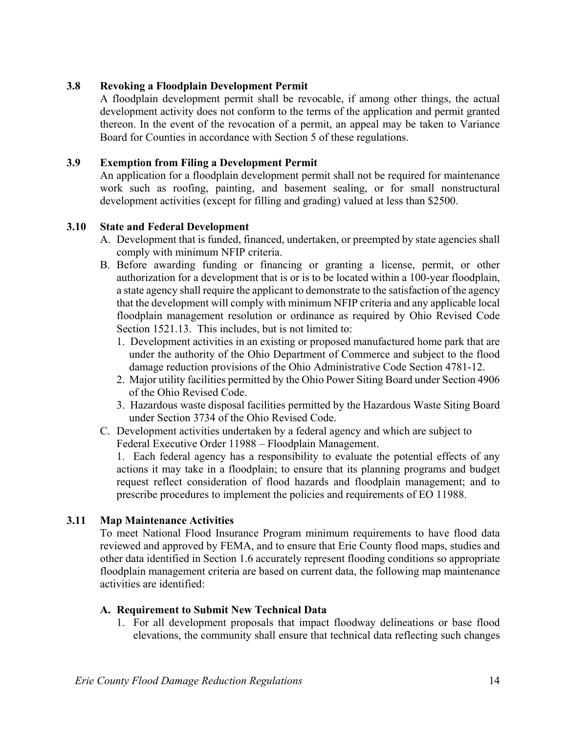### 3.8 Revoking a Floodplain Development Permit

A floodplain development permit shall be revocable, if among other things, the actual development activity does not conform to the terms of the application and permit granted thereon. In the event of the revocation of a permit, an appeal may be taken to Variance Board for Counties in accordance with Section 5 of these regulations.

### 3.9 Exemption from Filing a Development Permit

An application for a floodplain development permit shall not be required for maintenance work such as roofing, painting, and basement sealing, or for small nonstructural development activities (except for filling and grading) valued at less than $2500.

### 3.10 State and Federal Development

A. Development that is funded, financed, undertaken, or preempted by state agencies shall comply with minimum NFIP criteria.

B. Before awarding funding or financing or granting a license, permit, or other authorization for a development that is or is to be located within a 100-year floodplain, a state agency shall require the applicant to demonstrate to the satisfaction of the agency that the development will comply with minimum NFIP criteria and any applicable local floodplain management resolution or ordinance as required by Ohio Revised Code Section 1521.13. This includes, but is not limited to:

   1. Development activities in an existing or proposed manufactured home park that are under the authority of the Ohio Department of Commerce and subject to the flood damage reduction provisions of the Ohio Administrative Code Section 4781-12.
   2. Major utility facilities permitted by the Ohio Power Siting Board under Section 4906 of the Ohio Revised Code.
   3. Hazardous waste disposal facilities permitted by the Hazardous Waste Siting Board under Section 3734 of the Ohio Revised Code.

C. Development activities undertaken by a federal agency and which are subject to Federal Executive Order 11988 – Floodplain Management.

   1. Each federal agency has a responsibility to evaluate the potential effects of any actions it may take in a floodplain; to ensure that its planning programs and budget request reflect consideration of flood hazards and floodplain management; and to prescribe procedures to implement the policies and requirements of EO 11988.

### 3.11 Map Maintenance Activities

To meet National Flood Insurance Program minimum requirements to have flood data reviewed and approved by FEMA, and to ensure that Erie County flood maps, studies and other data identified in Section 1.6 accurately represent flooding conditions so appropriate floodplain management criteria are based on current data, the following map maintenance activities are identified:

#### A. Requirement to Submit New Technical Data

1. For all development proposals that impact floodway delineations or base flood elevations, the community shall ensure that technical data reflecting such changes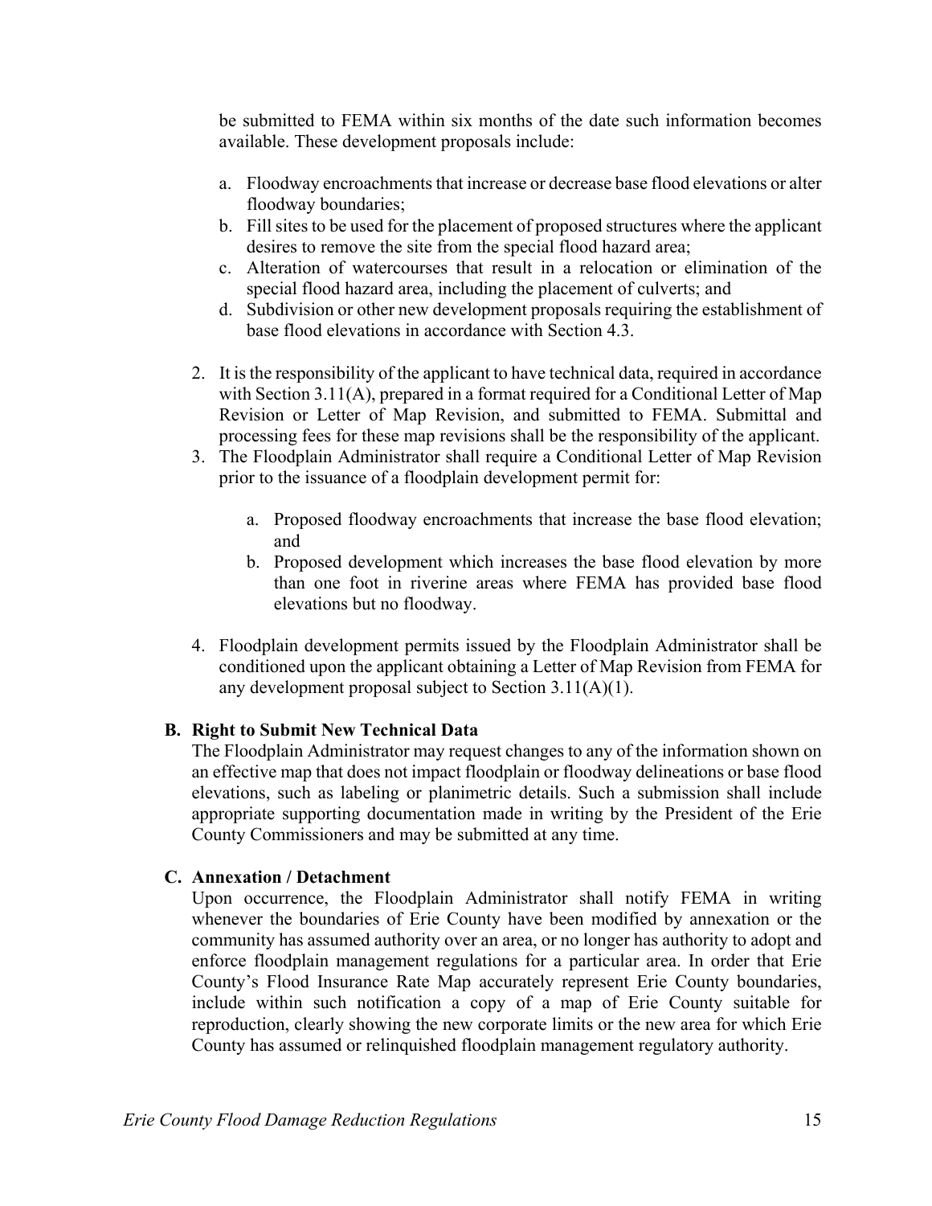be submitted to FEMA within six months of the date such information becomes available. These development proposals include:

a. Floodway encroachments that increase or decrease base flood elevations or alter floodway boundaries;
b. Fill sites to be used for the placement of proposed structures where the applicant desires to remove the site from the special flood hazard area;
c. Alteration of watercourses that result in a relocation or elimination of the special flood hazard area, including the placement of culverts; and
d. Subdivision or other new development proposals requiring the establishment of base flood elevations in accordance with Section 4.3.

2. It is the responsibility of the applicant to have technical data, required in accordance with Section 3.11(A), prepared in a format required for a Conditional Letter of Map Revision or Letter of Map Revision, and submitted to FEMA. Submittal and processing fees for these map revisions shall be the responsibility of the applicant.
3. The Floodplain Administrator shall require a Conditional Letter of Map Revision prior to the issuance of a floodplain development permit for:

   a. Proposed floodway encroachments that increase the base flood elevation; and
   b. Proposed development which increases the base flood elevation by more than one foot in riverine areas where FEMA has provided base flood elevations but no floodway.

4. Floodplain development permits issued by the Floodplain Administrator shall be conditioned upon the applicant obtaining a Letter of Map Revision from FEMA for any development proposal subject to Section 3.11(A)(1).

**B. Right to Submit New Technical Data**

The Floodplain Administrator may request changes to any of the information shown on an effective map that does not impact floodplain or floodway delineations or base flood elevations, such as labeling or planimetric details. Such a submission shall include appropriate supporting documentation made in writing by the President of the Erie County Commissioners and may be submitted at any time.

**C. Annexation / Detachment**

Upon occurrence, the Floodplain Administrator shall notify FEMA in writing whenever the boundaries of Erie County have been modified by annexation or the community has assumed authority over an area, or no longer has authority to adopt and enforce floodplain management regulations for a particular area. In order that Erie County's Flood Insurance Rate Map accurately represent Erie County boundaries, include within such notification a copy of a map of Erie County suitable for reproduction, clearly showing the new corporate limits or the new area for which Erie County has assumed or relinquished floodplain management regulatory authority.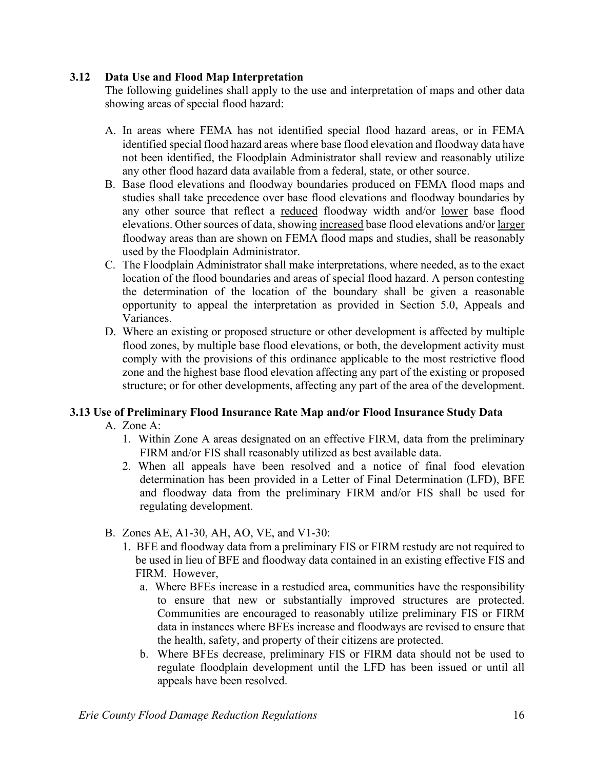### 3.12 Data Use and Flood Map Interpretation

The following guidelines shall apply to the use and interpretation of maps and other data showing areas of special flood hazard:

A. In areas where FEMA has not identified special flood hazard areas, or in FEMA identified special flood hazard areas where base flood elevation and floodway data have not been identified, the Floodplain Administrator shall review and reasonably utilize any other flood hazard data available from a federal, state, or other source.

B. Base flood elevations and floodway boundaries produced on FEMA flood maps and studies shall take precedence over base flood elevations and floodway boundaries by any other source that reflect a <u>reduced</u> floodway width and/or <u>lower</u> base flood elevations. Other sources of data, showing <u>increased</u> base flood elevations and/or <u>larger</u> floodway areas than are shown on FEMA flood maps and studies, shall be reasonably used by the Floodplain Administrator.

C. The Floodplain Administrator shall make interpretations, where needed, as to the exact location of the flood boundaries and areas of special flood hazard. A person contesting the determination of the location of the boundary shall be given a reasonable opportunity to appeal the interpretation as provided in Section 5.0, Appeals and Variances.

D. Where an existing or proposed structure or other development is affected by multiple flood zones, by multiple base flood elevations, or both, the development activity must comply with the provisions of this ordinance applicable to the most restrictive flood zone and the highest base flood elevation affecting any part of the existing or proposed structure; or for other developments, affecting any part of the area of the development.

### 3.13 Use of Preliminary Flood Insurance Rate Map and/or Flood Insurance Study Data

A. Zone A:
   1. Within Zone A areas designated on an effective FIRM, data from the preliminary FIRM and/or FIS shall reasonably utilized as best available data.
   2. When all appeals have been resolved and a notice of final food elevation determination has been provided in a Letter of Final Determination (LFD), BFE and floodway data from the preliminary FIRM and/or FIS shall be used for regulating development.

B. Zones AE, A1-30, AH, AO, VE, and V1-30:
   1. BFE and floodway data from a preliminary FIS or FIRM restudy are not required to be used in lieu of BFE and floodway data contained in an existing effective FIS and FIRM. However,
      a. Where BFEs increase in a restudied area, communities have the responsibility to ensure that new or substantially improved structures are protected. Communities are encouraged to reasonably utilize preliminary FIS or FIRM data in instances where BFEs increase and floodways are revised to ensure that the health, safety, and property of their citizens are protected.
      b. Where BFEs decrease, preliminary FIS or FIRM data should not be used to regulate floodplain development until the LFD has been issued or until all appeals have been resolved.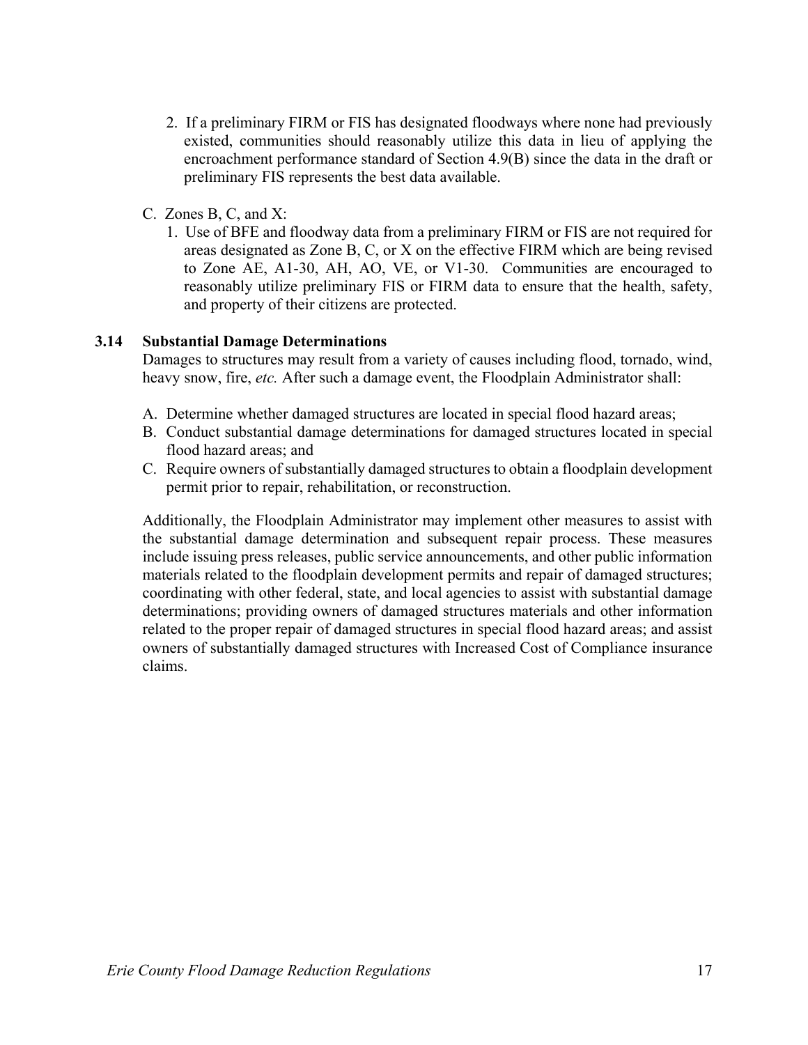2. If a preliminary FIRM or FIS has designated floodways where none had previously existed, communities should reasonably utilize this data in lieu of applying the encroachment performance standard of Section 4.9(B) since the data in the draft or preliminary FIS represents the best data available.

C. Zones B, C, and X:
   1. Use of BFE and floodway data from a preliminary FIRM or FIS are not required for areas designated as Zone B, C, or X on the effective FIRM which are being revised to Zone AE, A1-30, AH, AO, VE, or V1-30. Communities are encouraged to reasonably utilize preliminary FIS or FIRM data to ensure that the health, safety, and property of their citizens are protected.

### 3.14 Substantial Damage Determinations

Damages to structures may result from a variety of causes including flood, tornado, wind, heavy snow, fire, *etc.* After such a damage event, the Floodplain Administrator shall:

A. Determine whether damaged structures are located in special flood hazard areas;
B. Conduct substantial damage determinations for damaged structures located in special flood hazard areas; and
C. Require owners of substantially damaged structures to obtain a floodplain development permit prior to repair, rehabilitation, or reconstruction.

Additionally, the Floodplain Administrator may implement other measures to assist with the substantial damage determination and subsequent repair process. These measures include issuing press releases, public service announcements, and other public information materials related to the floodplain development permits and repair of damaged structures; coordinating with other federal, state, and local agencies to assist with substantial damage determinations; providing owners of damaged structures materials and other information related to the proper repair of damaged structures in special flood hazard areas; and assist owners of substantially damaged structures with Increased Cost of Compliance insurance claims.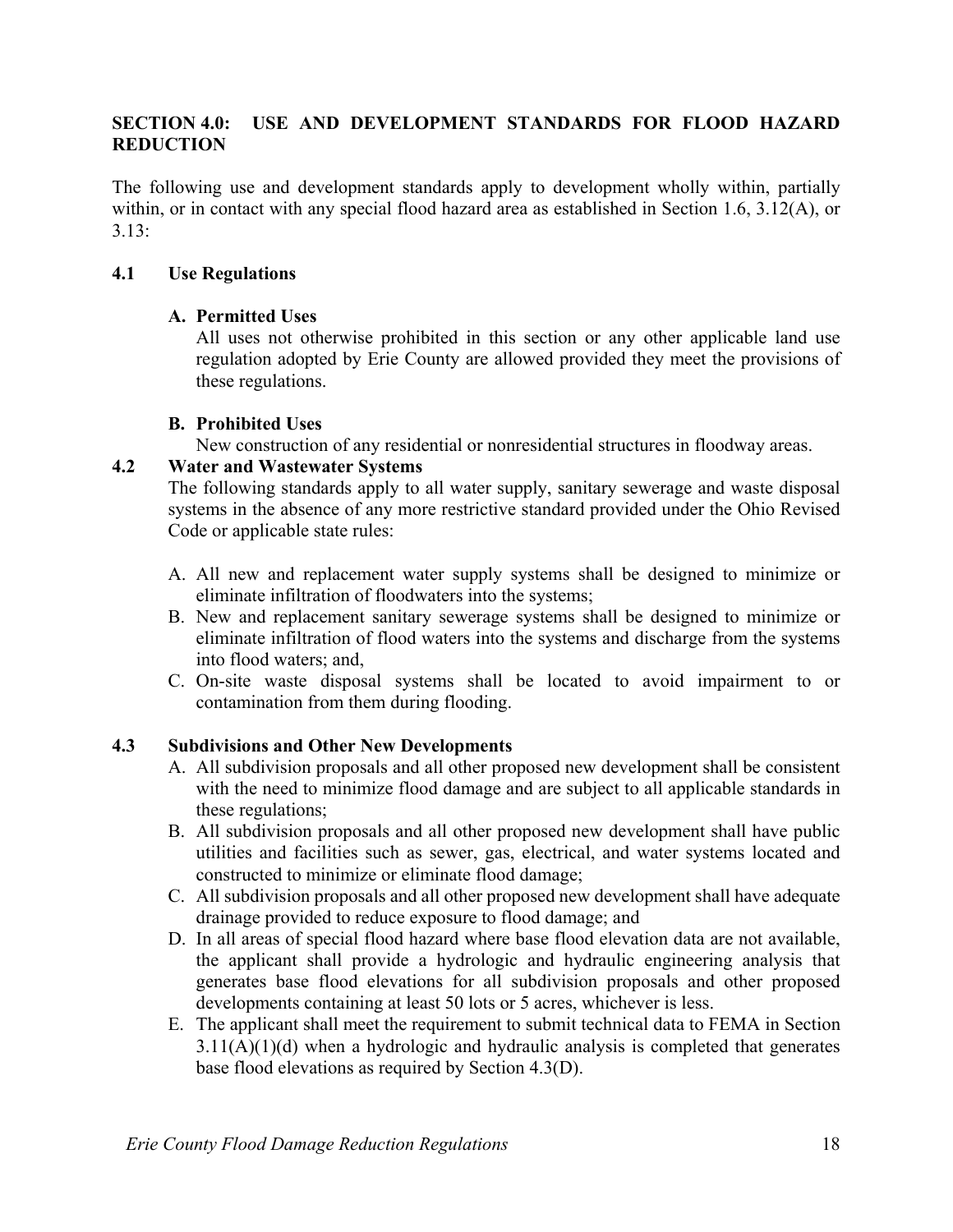## SECTION 4.0: USE AND DEVELOPMENT STANDARDS FOR FLOOD HAZARD REDUCTION

The following use and development standards apply to development wholly within, partially within, or in contact with any special flood hazard area as established in Section 1.6, 3.12(A), or 3.13:

### 4.1 Use Regulations

**A. Permitted Uses**

All uses not otherwise prohibited in this section or any other applicable land use regulation adopted by Erie County are allowed provided they meet the provisions of these regulations.

**B. Prohibited Uses**

New construction of any residential or nonresidential structures in floodway areas.

### 4.2 Water and Wastewater Systems

The following standards apply to all water supply, sanitary sewerage and waste disposal systems in the absence of any more restrictive standard provided under the Ohio Revised Code or applicable state rules:

A. All new and replacement water supply systems shall be designed to minimize or eliminate infiltration of floodwaters into the systems;

B. New and replacement sanitary sewerage systems shall be designed to minimize or eliminate infiltration of flood waters into the systems and discharge from the systems into flood waters; and,

C. On-site waste disposal systems shall be located to avoid impairment to or contamination from them during flooding.

### 4.3 Subdivisions and Other New Developments

A. All subdivision proposals and all other proposed new development shall be consistent with the need to minimize flood damage and are subject to all applicable standards in these regulations;

B. All subdivision proposals and all other proposed new development shall have public utilities and facilities such as sewer, gas, electrical, and water systems located and constructed to minimize or eliminate flood damage;

C. All subdivision proposals and all other proposed new development shall have adequate drainage provided to reduce exposure to flood damage; and

D. In all areas of special flood hazard where base flood elevation data are not available, the applicant shall provide a hydrologic and hydraulic engineering analysis that generates base flood elevations for all subdivision proposals and other proposed developments containing at least 50 lots or 5 acres, whichever is less.

E. The applicant shall meet the requirement to submit technical data to FEMA in Section 3.11(A)(1)(d) when a hydrologic and hydraulic analysis is completed that generates base flood elevations as required by Section 4.3(D).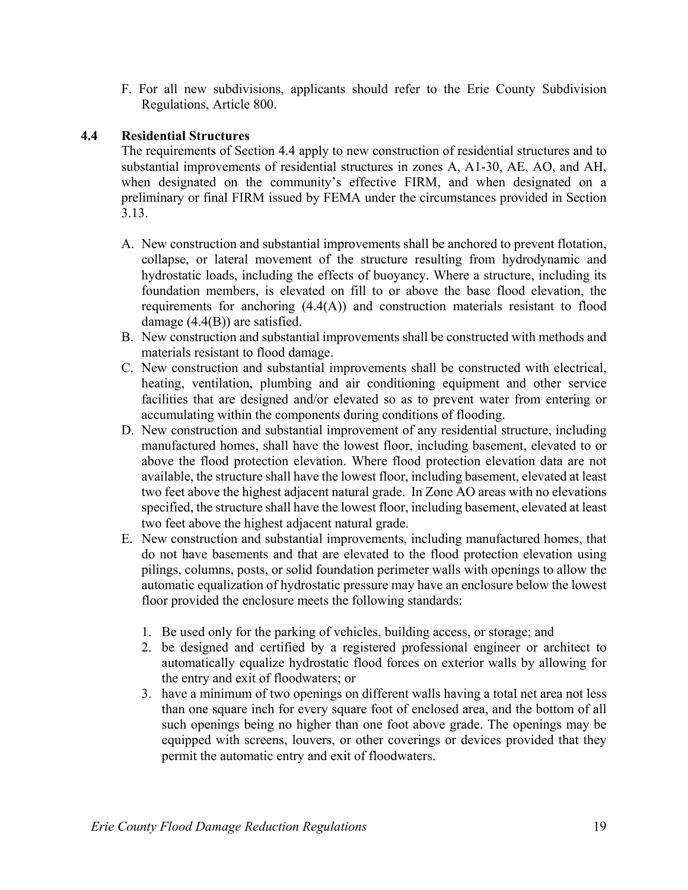F. For all new subdivisions, applicants should refer to the Erie County Subdivision Regulations, Article 800.

### 4.4 Residential Structures

The requirements of Section 4.4 apply to new construction of residential structures and to substantial improvements of residential structures in zones A, A1-30, AE, AO, and AH, when designated on the community's effective FIRM, and when designated on a preliminary or final FIRM issued by FEMA under the circumstances provided in Section 3.13.

A. New construction and substantial improvements shall be anchored to prevent flotation, collapse, or lateral movement of the structure resulting from hydrodynamic and hydrostatic loads, including the effects of buoyancy. Where a structure, including its foundation members, is elevated on fill to or above the base flood elevation, the requirements for anchoring (4.4(A)) and construction materials resistant to flood damage (4.4(B)) are satisfied.
B. New construction and substantial improvements shall be constructed with methods and materials resistant to flood damage.
C. New construction and substantial improvements shall be constructed with electrical, heating, ventilation, plumbing and air conditioning equipment and other service facilities that are designed and/or elevated so as to prevent water from entering or accumulating within the components during conditions of flooding.
D. New construction and substantial improvement of any residential structure, including manufactured homes, shall have the lowest floor, including basement, elevated to or above the flood protection elevation. Where flood protection elevation data are not available, the structure shall have the lowest floor, including basement, elevated at least two feet above the highest adjacent natural grade. In Zone AO areas with no elevations specified, the structure shall have the lowest floor, including basement, elevated at least two feet above the highest adjacent natural grade.
E. New construction and substantial improvements, including manufactured homes, that do not have basements and that are elevated to the flood protection elevation using pilings, columns, posts, or solid foundation perimeter walls with openings to allow the automatic equalization of hydrostatic pressure may have an enclosure below the lowest floor provided the enclosure meets the following standards:

    1. Be used only for the parking of vehicles, building access, or storage; and
    2. be designed and certified by a registered professional engineer or architect to automatically equalize hydrostatic flood forces on exterior walls by allowing for the entry and exit of floodwaters; or
    3. have a minimum of two openings on different walls having a total net area not less than one square inch for every square foot of enclosed area, and the bottom of all such openings being no higher than one foot above grade. The openings may be equipped with screens, louvers, or other coverings or devices provided that they permit the automatic entry and exit of floodwaters.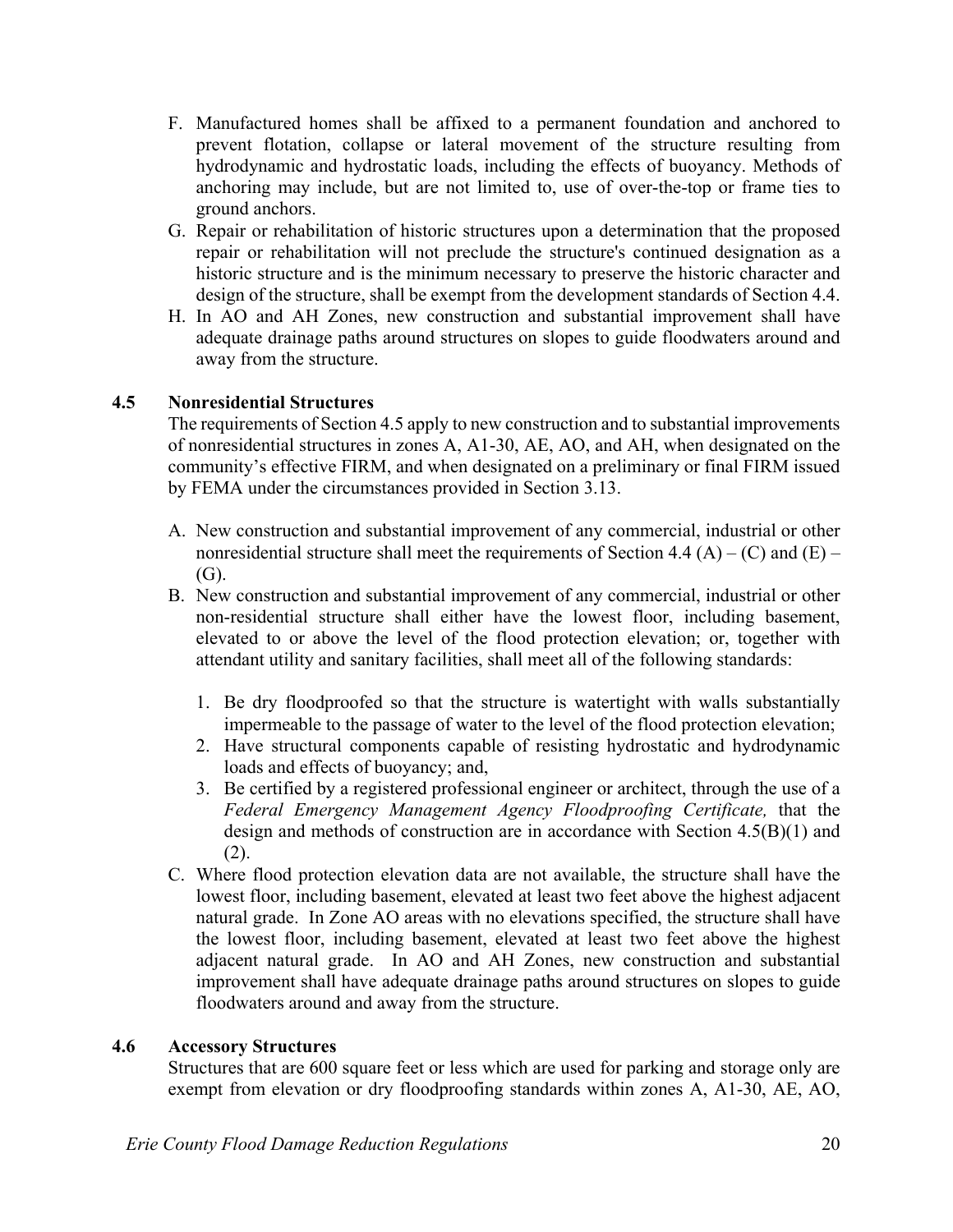F. Manufactured homes shall be affixed to a permanent foundation and anchored to prevent flotation, collapse or lateral movement of the structure resulting from hydrodynamic and hydrostatic loads, including the effects of buoyancy. Methods of anchoring may include, but are not limited to, use of over-the-top or frame ties to ground anchors.

G. Repair or rehabilitation of historic structures upon a determination that the proposed repair or rehabilitation will not preclude the structure's continued designation as a historic structure and is the minimum necessary to preserve the historic character and design of the structure, shall be exempt from the development standards of Section 4.4.

H. In AO and AH Zones, new construction and substantial improvement shall have adequate drainage paths around structures on slopes to guide floodwaters around and away from the structure.

## 4.5 Nonresidential Structures

The requirements of Section 4.5 apply to new construction and to substantial improvements of nonresidential structures in zones A, A1-30, AE, AO, and AH, when designated on the community's effective FIRM, and when designated on a preliminary or final FIRM issued by FEMA under the circumstances provided in Section 3.13.

A. New construction and substantial improvement of any commercial, industrial or other nonresidential structure shall meet the requirements of Section 4.4 (A) – (C) and (E) – (G).

B. New construction and substantial improvement of any commercial, industrial or other non-residential structure shall either have the lowest floor, including basement, elevated to or above the level of the flood protection elevation; or, together with attendant utility and sanitary facilities, shall meet all of the following standards:

   1. Be dry floodproofed so that the structure is watertight with walls substantially impermeable to the passage of water to the level of the flood protection elevation;
   2. Have structural components capable of resisting hydrostatic and hydrodynamic loads and effects of buoyancy; and,
   3. Be certified by a registered professional engineer or architect, through the use of a *Federal Emergency Management Agency Floodproofing Certificate,* that the design and methods of construction are in accordance with Section 4.5(B)(1) and (2).

C. Where flood protection elevation data are not available, the structure shall have the lowest floor, including basement, elevated at least two feet above the highest adjacent natural grade. In Zone AO areas with no elevations specified, the structure shall have the lowest floor, including basement, elevated at least two feet above the highest adjacent natural grade. In AO and AH Zones, new construction and substantial improvement shall have adequate drainage paths around structures on slopes to guide floodwaters around and away from the structure.

## 4.6 Accessory Structures

Structures that are 600 square feet or less which are used for parking and storage only are exempt from elevation or dry floodproofing standards within zones A, A1-30, AE, AO,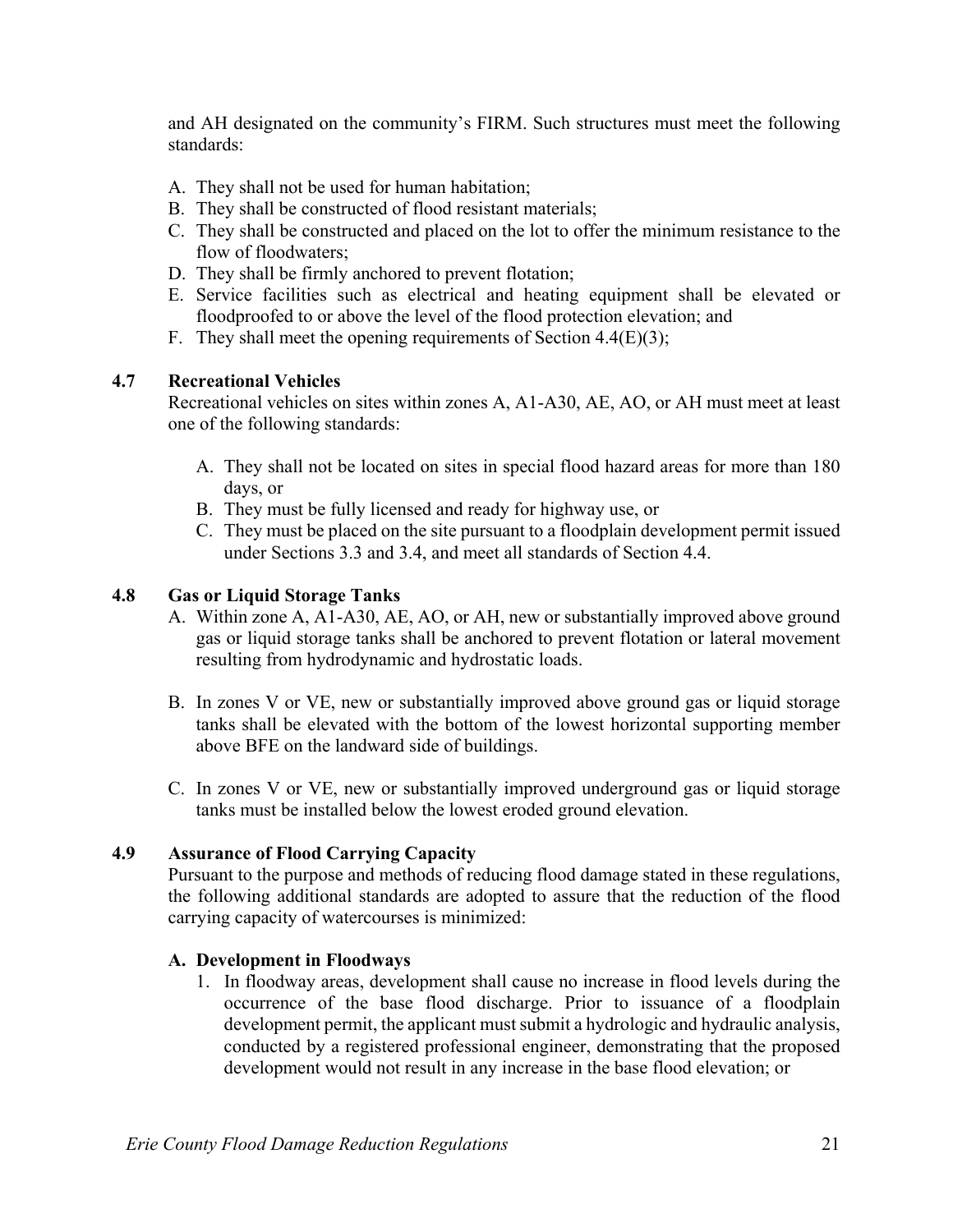and AH designated on the community's FIRM. Such structures must meet the following standards:

A. They shall not be used for human habitation;
B. They shall be constructed of flood resistant materials;
C. They shall be constructed and placed on the lot to offer the minimum resistance to the flow of floodwaters;
D. They shall be firmly anchored to prevent flotation;
E. Service facilities such as electrical and heating equipment shall be elevated or floodproofed to or above the level of the flood protection elevation; and
F. They shall meet the opening requirements of Section 4.4(E)(3);

### 4.7 Recreational Vehicles

Recreational vehicles on sites within zones A, A1-A30, AE, AO, or AH must meet at least one of the following standards:

A. They shall not be located on sites in special flood hazard areas for more than 180 days, or
B. They must be fully licensed and ready for highway use, or
C. They must be placed on the site pursuant to a floodplain development permit issued under Sections 3.3 and 3.4, and meet all standards of Section 4.4.

### 4.8 Gas or Liquid Storage Tanks

A. Within zone A, A1-A30, AE, AO, or AH, new or substantially improved above ground gas or liquid storage tanks shall be anchored to prevent flotation or lateral movement resulting from hydrodynamic and hydrostatic loads.

B. In zones V or VE, new or substantially improved above ground gas or liquid storage tanks shall be elevated with the bottom of the lowest horizontal supporting member above BFE on the landward side of buildings.

C. In zones V or VE, new or substantially improved underground gas or liquid storage tanks must be installed below the lowest eroded ground elevation.

### 4.9 Assurance of Flood Carrying Capacity

Pursuant to the purpose and methods of reducing flood damage stated in these regulations, the following additional standards are adopted to assure that the reduction of the flood carrying capacity of watercourses is minimized:

#### A. Development in Floodways

1. In floodway areas, development shall cause no increase in flood levels during the occurrence of the base flood discharge. Prior to issuance of a floodplain development permit, the applicant must submit a hydrologic and hydraulic analysis, conducted by a registered professional engineer, demonstrating that the proposed development would not result in any increase in the base flood elevation; or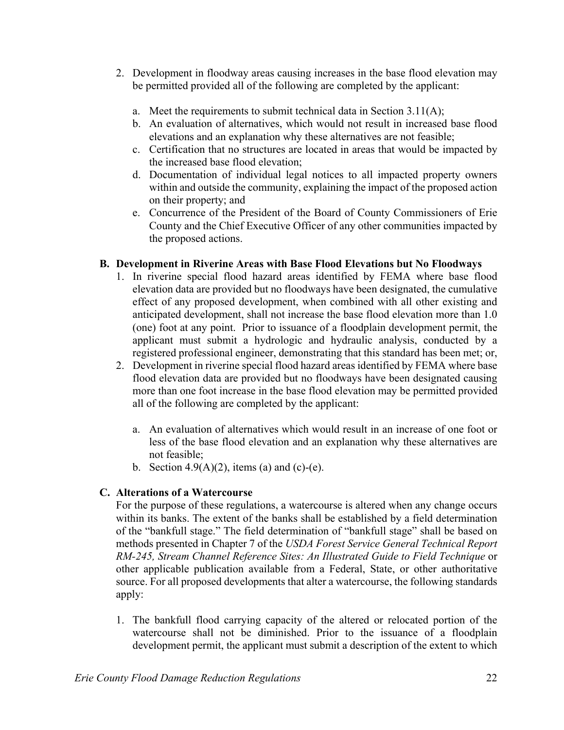2. Development in floodway areas causing increases in the base flood elevation may be permitted provided all of the following are completed by the applicant:

   a. Meet the requirements to submit technical data in Section 3.11(A);
   b. An evaluation of alternatives, which would not result in increased base flood elevations and an explanation why these alternatives are not feasible;
   c. Certification that no structures are located in areas that would be impacted by the increased base flood elevation;
   d. Documentation of individual legal notices to all impacted property owners within and outside the community, explaining the impact of the proposed action on their property; and
   e. Concurrence of the President of the Board of County Commissioners of Erie County and the Chief Executive Officer of any other communities impacted by the proposed actions.

**B. Development in Riverine Areas with Base Flood Elevations but No Floodways**

1. In riverine special flood hazard areas identified by FEMA where base flood elevation data are provided but no floodways have been designated, the cumulative effect of any proposed development, when combined with all other existing and anticipated development, shall not increase the base flood elevation more than 1.0 (one) foot at any point. Prior to issuance of a floodplain development permit, the applicant must submit a hydrologic and hydraulic analysis, conducted by a registered professional engineer, demonstrating that this standard has been met; or,
2. Development in riverine special flood hazard areas identified by FEMA where base flood elevation data are provided but no floodways have been designated causing more than one foot increase in the base flood elevation may be permitted provided all of the following are completed by the applicant:

   a. An evaluation of alternatives which would result in an increase of one foot or less of the base flood elevation and an explanation why these alternatives are not feasible;
   b. Section 4.9(A)(2), items (a) and (c)-(e).

**C. Alterations of a Watercourse**

For the purpose of these regulations, a watercourse is altered when any change occurs within its banks. The extent of the banks shall be established by a field determination of the "bankfull stage." The field determination of "bankfull stage" shall be based on methods presented in Chapter 7 of the *USDA Forest Service General Technical Report RM-245, Stream Channel Reference Sites: An Illustrated Guide to Field Technique* or other applicable publication available from a Federal, State, or other authoritative source. For all proposed developments that alter a watercourse, the following standards apply:

1. The bankfull flood carrying capacity of the altered or relocated portion of the watercourse shall not be diminished. Prior to the issuance of a floodplain development permit, the applicant must submit a description of the extent to which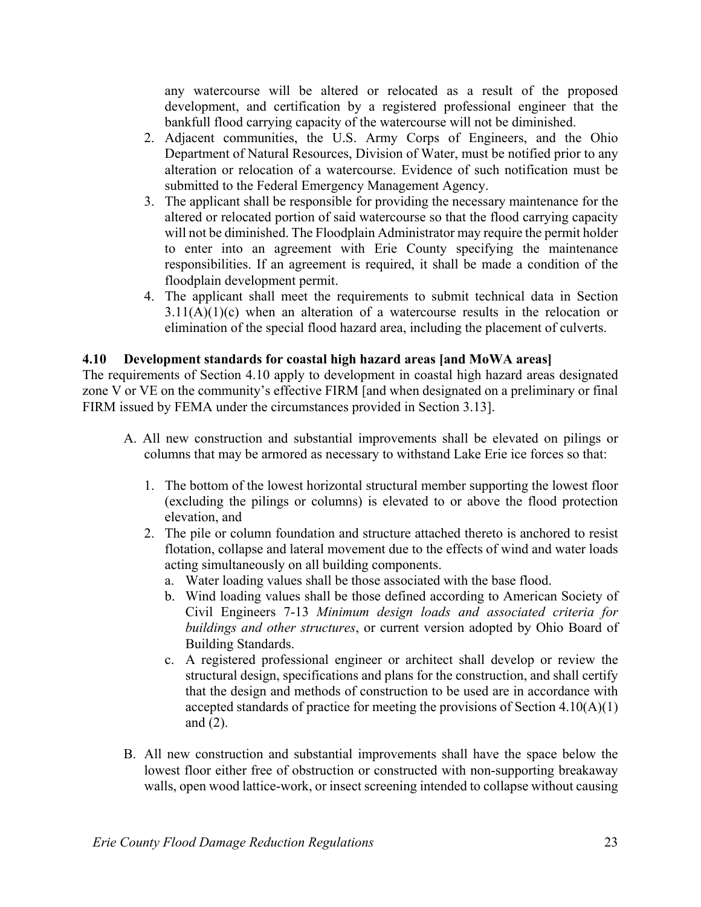any watercourse will be altered or relocated as a result of the proposed development, and certification by a registered professional engineer that the bankfull flood carrying capacity of the watercourse will not be diminished.

2. Adjacent communities, the U.S. Army Corps of Engineers, and the Ohio Department of Natural Resources, Division of Water, must be notified prior to any alteration or relocation of a watercourse. Evidence of such notification must be submitted to the Federal Emergency Management Agency.
3. The applicant shall be responsible for providing the necessary maintenance for the altered or relocated portion of said watercourse so that the flood carrying capacity will not be diminished. The Floodplain Administrator may require the permit holder to enter into an agreement with Erie County specifying the maintenance responsibilities. If an agreement is required, it shall be made a condition of the floodplain development permit.
4. The applicant shall meet the requirements to submit technical data in Section 3.11(A)(1)(c) when an alteration of a watercourse results in the relocation or elimination of the special flood hazard area, including the placement of culverts.

### 4.10 Development standards for coastal high hazard areas [and MoWA areas]

The requirements of Section 4.10 apply to development in coastal high hazard areas designated zone V or VE on the community's effective FIRM [and when designated on a preliminary or final FIRM issued by FEMA under the circumstances provided in Section 3.13].

A. All new construction and substantial improvements shall be elevated on pilings or columns that may be armored as necessary to withstand Lake Erie ice forces so that:

   1. The bottom of the lowest horizontal structural member supporting the lowest floor (excluding the pilings or columns) is elevated to or above the flood protection elevation, and
   2. The pile or column foundation and structure attached thereto is anchored to resist flotation, collapse and lateral movement due to the effects of wind and water loads acting simultaneously on all building components.
      a. Water loading values shall be those associated with the base flood.
      b. Wind loading values shall be those defined according to American Society of Civil Engineers 7-13 *Minimum design loads and associated criteria for buildings and other structures*, or current version adopted by Ohio Board of Building Standards.
      c. A registered professional engineer or architect shall develop or review the structural design, specifications and plans for the construction, and shall certify that the design and methods of construction to be used are in accordance with accepted standards of practice for meeting the provisions of Section 4.10(A)(1) and (2).

B. All new construction and substantial improvements shall have the space below the lowest floor either free of obstruction or constructed with non-supporting breakaway walls, open wood lattice-work, or insect screening intended to collapse without causing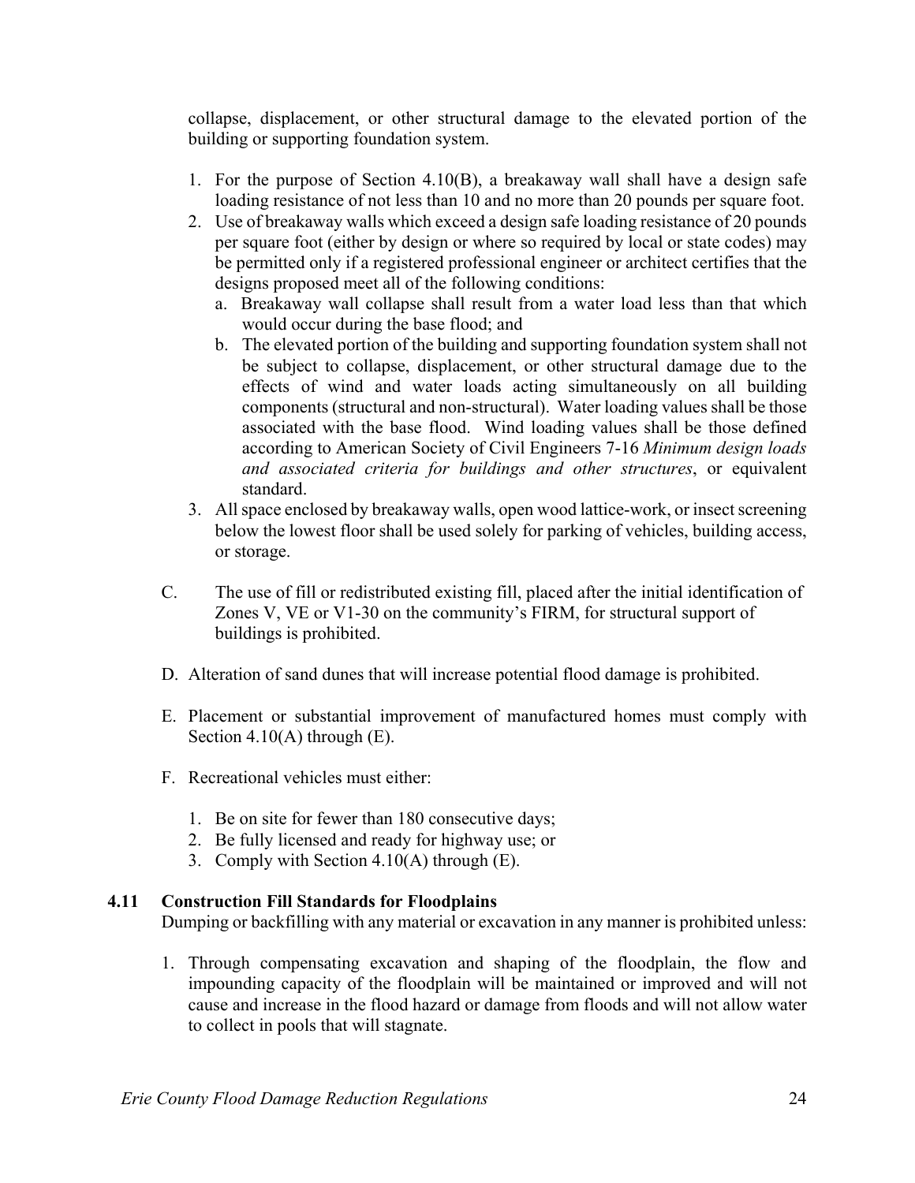collapse, displacement, or other structural damage to the elevated portion of the building or supporting foundation system.

1. For the purpose of Section 4.10(B), a breakaway wall shall have a design safe loading resistance of not less than 10 and no more than 20 pounds per square foot.
2. Use of breakaway walls which exceed a design safe loading resistance of 20 pounds per square foot (either by design or where so required by local or state codes) may be permitted only if a registered professional engineer or architect certifies that the designs proposed meet all of the following conditions:
   a. Breakaway wall collapse shall result from a water load less than that which would occur during the base flood; and
   b. The elevated portion of the building and supporting foundation system shall not be subject to collapse, displacement, or other structural damage due to the effects of wind and water loads acting simultaneously on all building components (structural and non-structural). Water loading values shall be those associated with the base flood. Wind loading values shall be those defined according to American Society of Civil Engineers 7-16 *Minimum design loads and associated criteria for buildings and other structures*, or equivalent standard.
3. All space enclosed by breakaway walls, open wood lattice-work, or insect screening below the lowest floor shall be used solely for parking of vehicles, building access, or storage.

C. The use of fill or redistributed existing fill, placed after the initial identification of Zones V, VE or V1-30 on the community's FIRM, for structural support of buildings is prohibited.

D. Alteration of sand dunes that will increase potential flood damage is prohibited.

E. Placement or substantial improvement of manufactured homes must comply with Section 4.10(A) through (E).

F. Recreational vehicles must either:

1. Be on site for fewer than 180 consecutive days;
2. Be fully licensed and ready for highway use; or
3. Comply with Section 4.10(A) through (E).

### 4.11 Construction Fill Standards for Floodplains

Dumping or backfilling with any material or excavation in any manner is prohibited unless:

1. Through compensating excavation and shaping of the floodplain, the flow and impounding capacity of the floodplain will be maintained or improved and will not cause and increase in the flood hazard or damage from floods and will not allow water to collect in pools that will stagnate.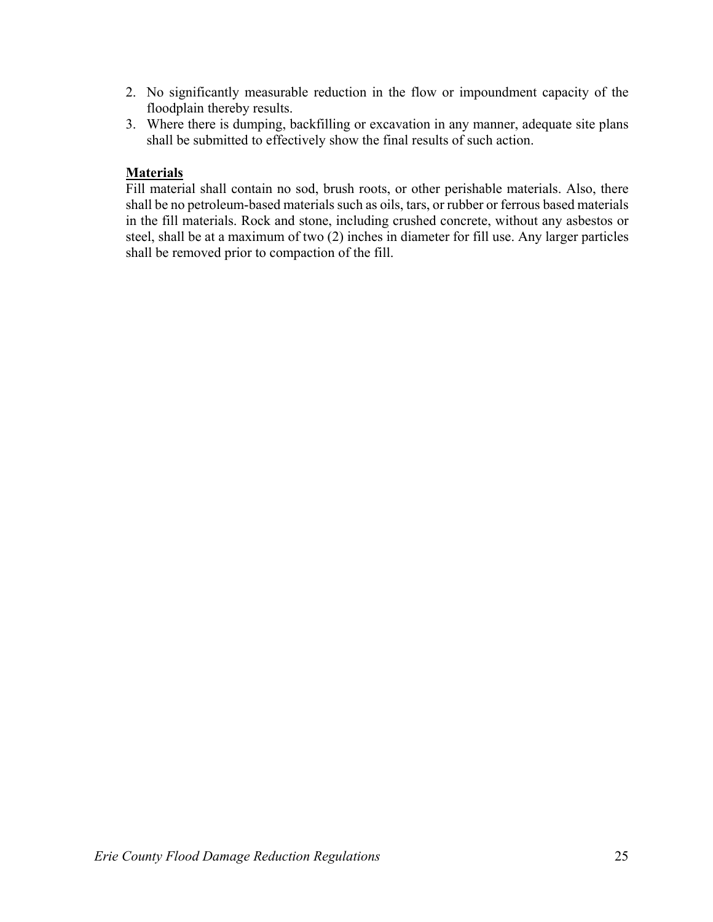2. No significantly measurable reduction in the flow or impoundment capacity of the floodplain thereby results.
3. Where there is dumping, backfilling or excavation in any manner, adequate site plans shall be submitted to effectively show the final results of such action.

**Materials**

Fill material shall contain no sod, brush roots, or other perishable materials. Also, there shall be no petroleum-based materials such as oils, tars, or rubber or ferrous based materials in the fill materials. Rock and stone, including crushed concrete, without any asbestos or steel, shall be at a maximum of two (2) inches in diameter for fill use. Any larger particles shall be removed prior to compaction of the fill.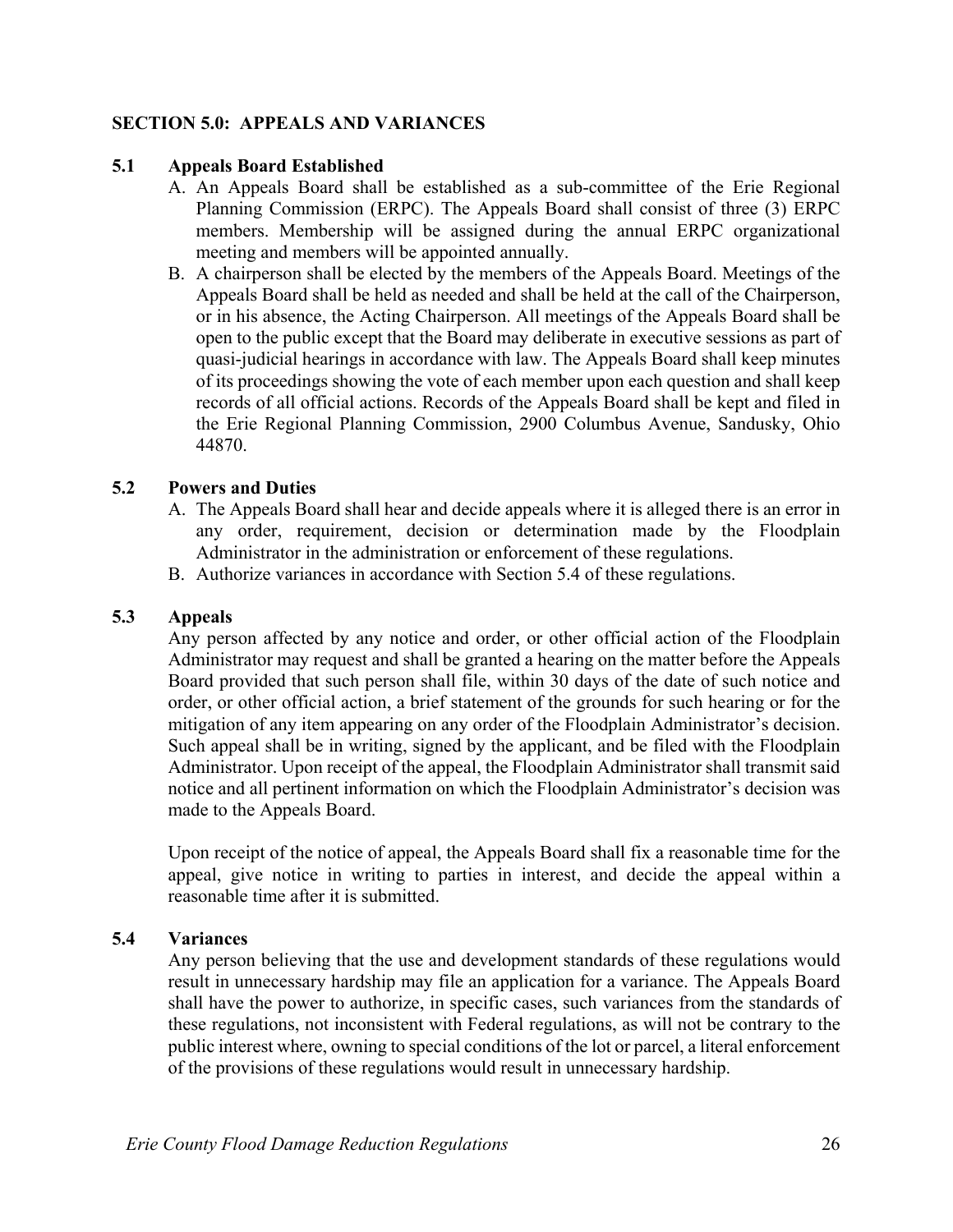## SECTION 5.0: APPEALS AND VARIANCES

### 5.1 Appeals Board Established

A. An Appeals Board shall be established as a sub-committee of the Erie Regional Planning Commission (ERPC). The Appeals Board shall consist of three (3) ERPC members. Membership will be assigned during the annual ERPC organizational meeting and members will be appointed annually.

B. A chairperson shall be elected by the members of the Appeals Board. Meetings of the Appeals Board shall be held as needed and shall be held at the call of the Chairperson, or in his absence, the Acting Chairperson. All meetings of the Appeals Board shall be open to the public except that the Board may deliberate in executive sessions as part of quasi-judicial hearings in accordance with law. The Appeals Board shall keep minutes of its proceedings showing the vote of each member upon each question and shall keep records of all official actions. Records of the Appeals Board shall be kept and filed in the Erie Regional Planning Commission, 2900 Columbus Avenue, Sandusky, Ohio 44870.

### 5.2 Powers and Duties

A. The Appeals Board shall hear and decide appeals where it is alleged there is an error in any order, requirement, decision or determination made by the Floodplain Administrator in the administration or enforcement of these regulations.

B. Authorize variances in accordance with Section 5.4 of these regulations.

### 5.3 Appeals

Any person affected by any notice and order, or other official action of the Floodplain Administrator may request and shall be granted a hearing on the matter before the Appeals Board provided that such person shall file, within 30 days of the date of such notice and order, or other official action, a brief statement of the grounds for such hearing or for the mitigation of any item appearing on any order of the Floodplain Administrator's decision. Such appeal shall be in writing, signed by the applicant, and be filed with the Floodplain Administrator. Upon receipt of the appeal, the Floodplain Administrator shall transmit said notice and all pertinent information on which the Floodplain Administrator's decision was made to the Appeals Board.

Upon receipt of the notice of appeal, the Appeals Board shall fix a reasonable time for the appeal, give notice in writing to parties in interest, and decide the appeal within a reasonable time after it is submitted.

### 5.4 Variances

Any person believing that the use and development standards of these regulations would result in unnecessary hardship may file an application for a variance. The Appeals Board shall have the power to authorize, in specific cases, such variances from the standards of these regulations, not inconsistent with Federal regulations, as will not be contrary to the public interest where, owning to special conditions of the lot or parcel, a literal enforcement of the provisions of these regulations would result in unnecessary hardship.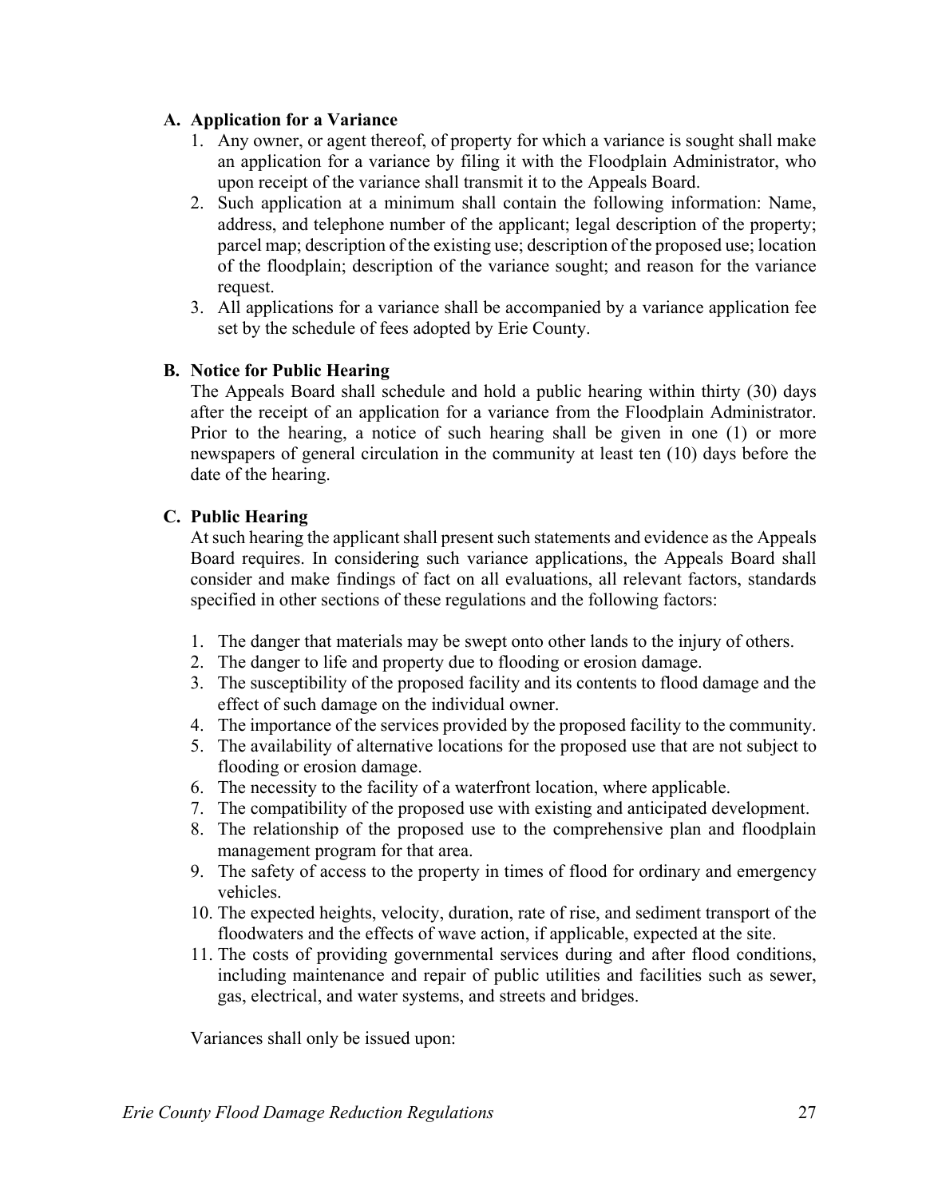### A. Application for a Variance

1. Any owner, or agent thereof, of property for which a variance is sought shall make an application for a variance by filing it with the Floodplain Administrator, who upon receipt of the variance shall transmit it to the Appeals Board.
2. Such application at a minimum shall contain the following information: Name, address, and telephone number of the applicant; legal description of the property; parcel map; description of the existing use; description of the proposed use; location of the floodplain; description of the variance sought; and reason for the variance request.
3. All applications for a variance shall be accompanied by a variance application fee set by the schedule of fees adopted by Erie County.

### B. Notice for Public Hearing

The Appeals Board shall schedule and hold a public hearing within thirty (30) days after the receipt of an application for a variance from the Floodplain Administrator. Prior to the hearing, a notice of such hearing shall be given in one (1) or more newspapers of general circulation in the community at least ten (10) days before the date of the hearing.

### C. Public Hearing

At such hearing the applicant shall present such statements and evidence as the Appeals Board requires. In considering such variance applications, the Appeals Board shall consider and make findings of fact on all evaluations, all relevant factors, standards specified in other sections of these regulations and the following factors:

1. The danger that materials may be swept onto other lands to the injury of others.
2. The danger to life and property due to flooding or erosion damage.
3. The susceptibility of the proposed facility and its contents to flood damage and the effect of such damage on the individual owner.
4. The importance of the services provided by the proposed facility to the community.
5. The availability of alternative locations for the proposed use that are not subject to flooding or erosion damage.
6. The necessity to the facility of a waterfront location, where applicable.
7. The compatibility of the proposed use with existing and anticipated development.
8. The relationship of the proposed use to the comprehensive plan and floodplain management program for that area.
9. The safety of access to the property in times of flood for ordinary and emergency vehicles.
10. The expected heights, velocity, duration, rate of rise, and sediment transport of the floodwaters and the effects of wave action, if applicable, expected at the site.
11. The costs of providing governmental services during and after flood conditions, including maintenance and repair of public utilities and facilities such as sewer, gas, electrical, and water systems, and streets and bridges.

Variances shall only be issued upon: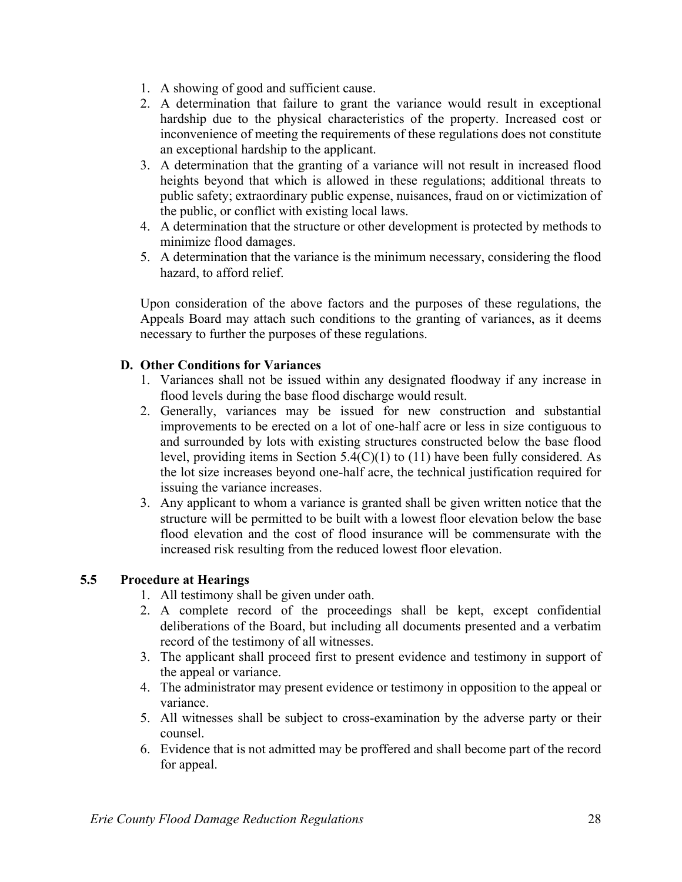1. A showing of good and sufficient cause.
2. A determination that failure to grant the variance would result in exceptional hardship due to the physical characteristics of the property. Increased cost or inconvenience of meeting the requirements of these regulations does not constitute an exceptional hardship to the applicant.
3. A determination that the granting of a variance will not result in increased flood heights beyond that which is allowed in these regulations; additional threats to public safety; extraordinary public expense, nuisances, fraud on or victimization of the public, or conflict with existing local laws.
4. A determination that the structure or other development is protected by methods to minimize flood damages.
5. A determination that the variance is the minimum necessary, considering the flood hazard, to afford relief.

Upon consideration of the above factors and the purposes of these regulations, the Appeals Board may attach such conditions to the granting of variances, as it deems necessary to further the purposes of these regulations.

### D. Other Conditions for Variances

1. Variances shall not be issued within any designated floodway if any increase in flood levels during the base flood discharge would result.
2. Generally, variances may be issued for new construction and substantial improvements to be erected on a lot of one-half acre or less in size contiguous to and surrounded by lots with existing structures constructed below the base flood level, providing items in Section 5.4(C)(1) to (11) have been fully considered. As the lot size increases beyond one-half acre, the technical justification required for issuing the variance increases.
3. Any applicant to whom a variance is granted shall be given written notice that the structure will be permitted to be built with a lowest floor elevation below the base flood elevation and the cost of flood insurance will be commensurate with the increased risk resulting from the reduced lowest floor elevation.

## 5.5 Procedure at Hearings

1. All testimony shall be given under oath.
2. A complete record of the proceedings shall be kept, except confidential deliberations of the Board, but including all documents presented and a verbatim record of the testimony of all witnesses.
3. The applicant shall proceed first to present evidence and testimony in support of the appeal or variance.
4. The administrator may present evidence or testimony in opposition to the appeal or variance.
5. All witnesses shall be subject to cross-examination by the adverse party or their counsel.
6. Evidence that is not admitted may be proffered and shall become part of the record for appeal.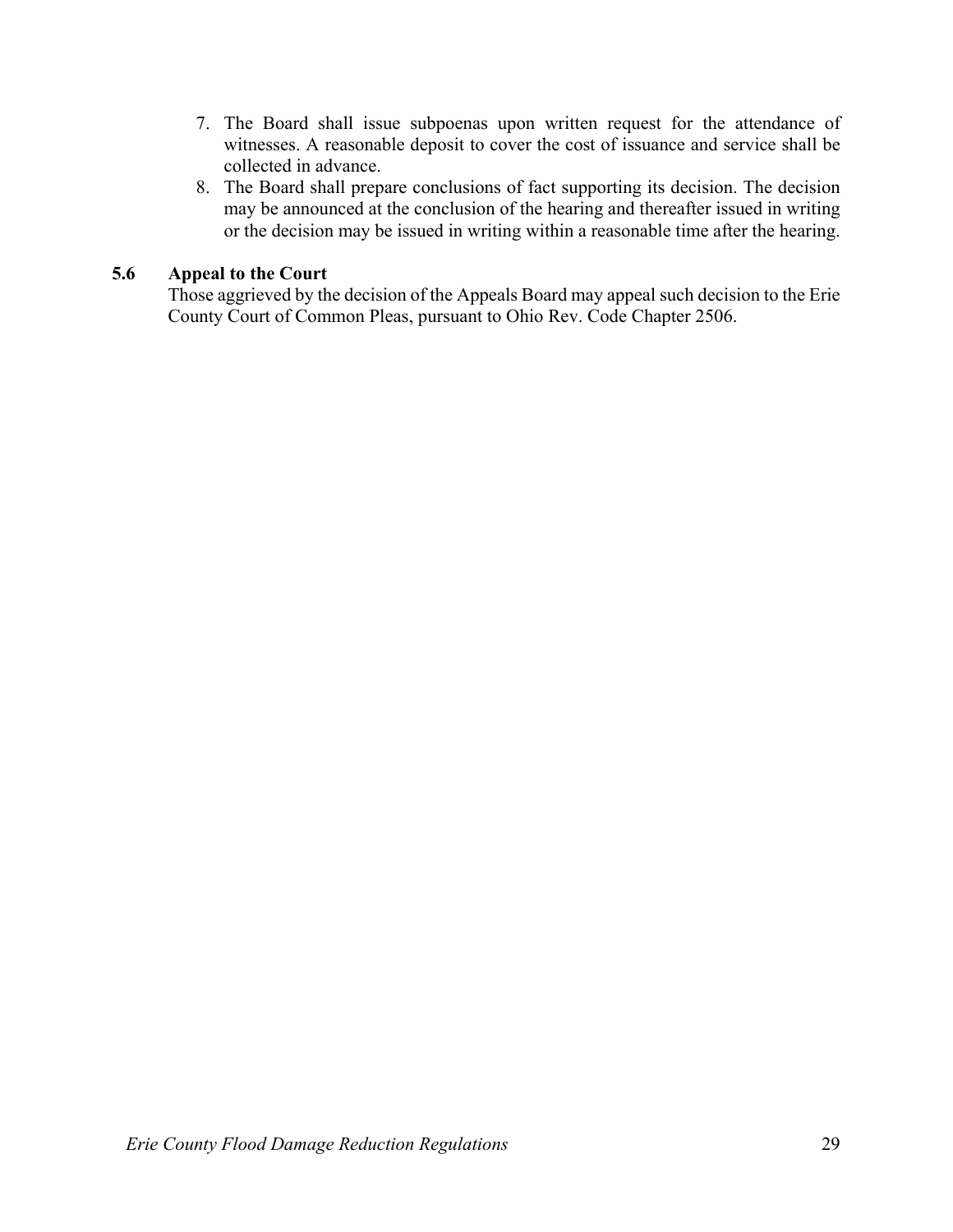7. The Board shall issue subpoenas upon written request for the attendance of witnesses. A reasonable deposit to cover the cost of issuance and service shall be collected in advance.
8. The Board shall prepare conclusions of fact supporting its decision. The decision may be announced at the conclusion of the hearing and thereafter issued in writing or the decision may be issued in writing within a reasonable time after the hearing.

### 5.6 Appeal to the Court

Those aggrieved by the decision of the Appeals Board may appeal such decision to the Erie County Court of Common Pleas, pursuant to Ohio Rev. Code Chapter 2506.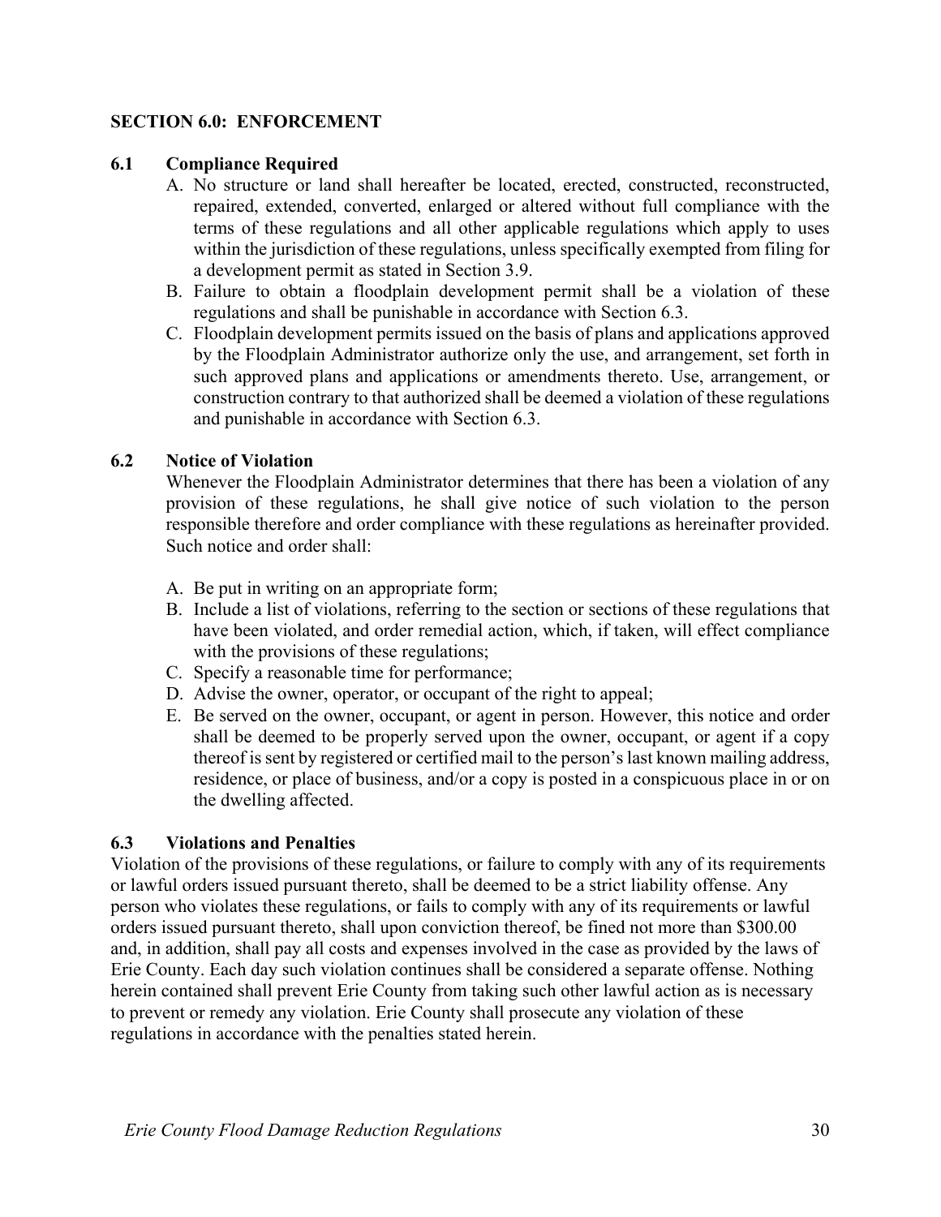## SECTION 6.0: ENFORCEMENT

### 6.1 Compliance Required

A. No structure or land shall hereafter be located, erected, constructed, reconstructed, repaired, extended, converted, enlarged or altered without full compliance with the terms of these regulations and all other applicable regulations which apply to uses within the jurisdiction of these regulations, unless specifically exempted from filing for a development permit as stated in Section 3.9.

B. Failure to obtain a floodplain development permit shall be a violation of these regulations and shall be punishable in accordance with Section 6.3.

C. Floodplain development permits issued on the basis of plans and applications approved by the Floodplain Administrator authorize only the use, and arrangement, set forth in such approved plans and applications or amendments thereto. Use, arrangement, or construction contrary to that authorized shall be deemed a violation of these regulations and punishable in accordance with Section 6.3.

### 6.2 Notice of Violation

Whenever the Floodplain Administrator determines that there has been a violation of any provision of these regulations, he shall give notice of such violation to the person responsible therefore and order compliance with these regulations as hereinafter provided. Such notice and order shall:

A. Be put in writing on an appropriate form;

B. Include a list of violations, referring to the section or sections of these regulations that have been violated, and order remedial action, which, if taken, will effect compliance with the provisions of these regulations;

C. Specify a reasonable time for performance;

D. Advise the owner, operator, or occupant of the right to appeal;

E. Be served on the owner, occupant, or agent in person. However, this notice and order shall be deemed to be properly served upon the owner, occupant, or agent if a copy thereof is sent by registered or certified mail to the person's last known mailing address, residence, or place of business, and/or a copy is posted in a conspicuous place in or on the dwelling affected.

### 6.3 Violations and Penalties

Violation of the provisions of these regulations, or failure to comply with any of its requirements or lawful orders issued pursuant thereto, shall be deemed to be a strict liability offense. Any person who violates these regulations, or fails to comply with any of its requirements or lawful orders issued pursuant thereto, shall upon conviction thereof, be fined not more than $300.00 and, in addition, shall pay all costs and expenses involved in the case as provided by the laws of Erie County. Each day such violation continues shall be considered a separate offense. Nothing herein contained shall prevent Erie County from taking such other lawful action as is necessary to prevent or remedy any violation. Erie County shall prosecute any violation of these regulations in accordance with the penalties stated herein.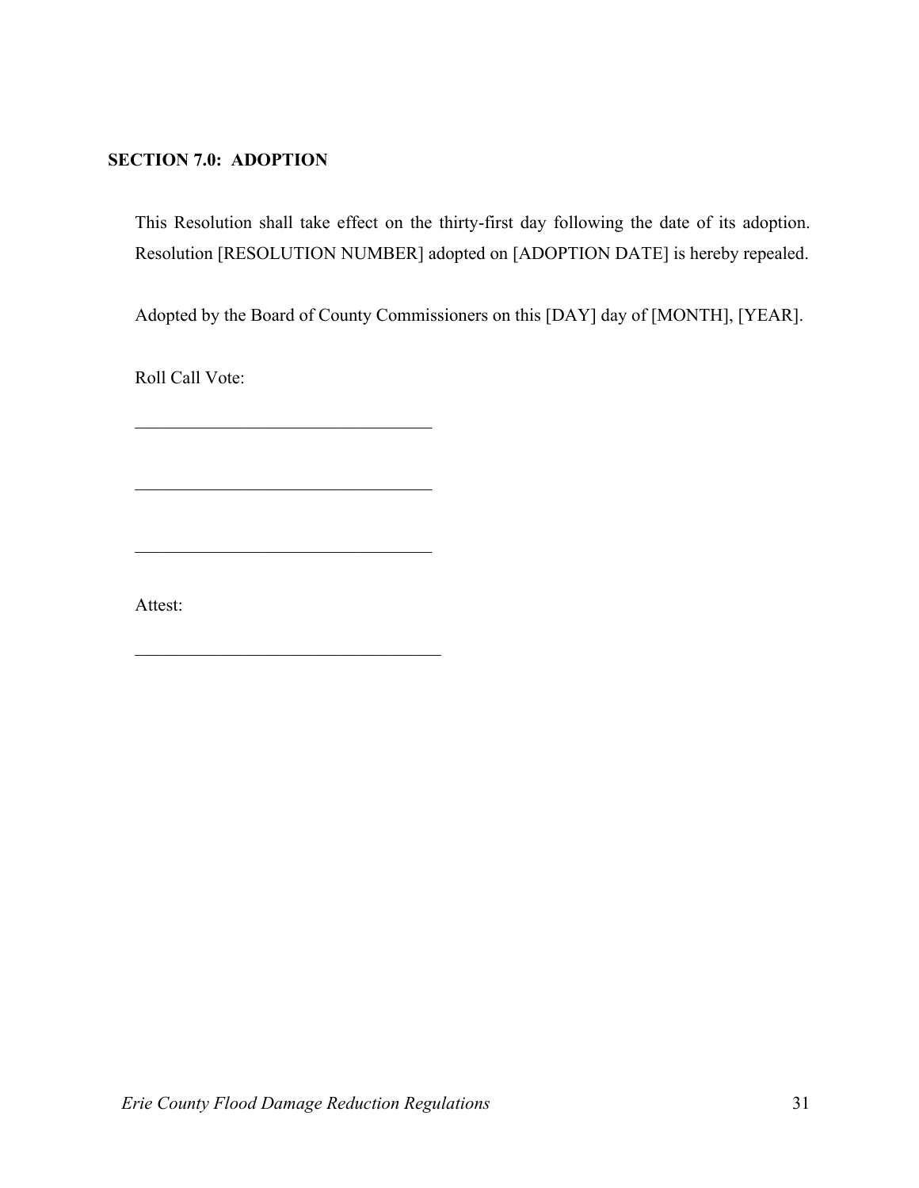## SECTION 7.0: ADOPTION

This Resolution shall take effect on the thirty-first day following the date of its adoption. Resolution [RESOLUTION NUMBER] adopted on [ADOPTION DATE] is hereby repealed.

Adopted by the Board of County Commissioners on this [DAY] day of [MONTH], [YEAR].

Roll Call Vote:

_________________________________

_________________________________

_________________________________

Attest:

__________________________________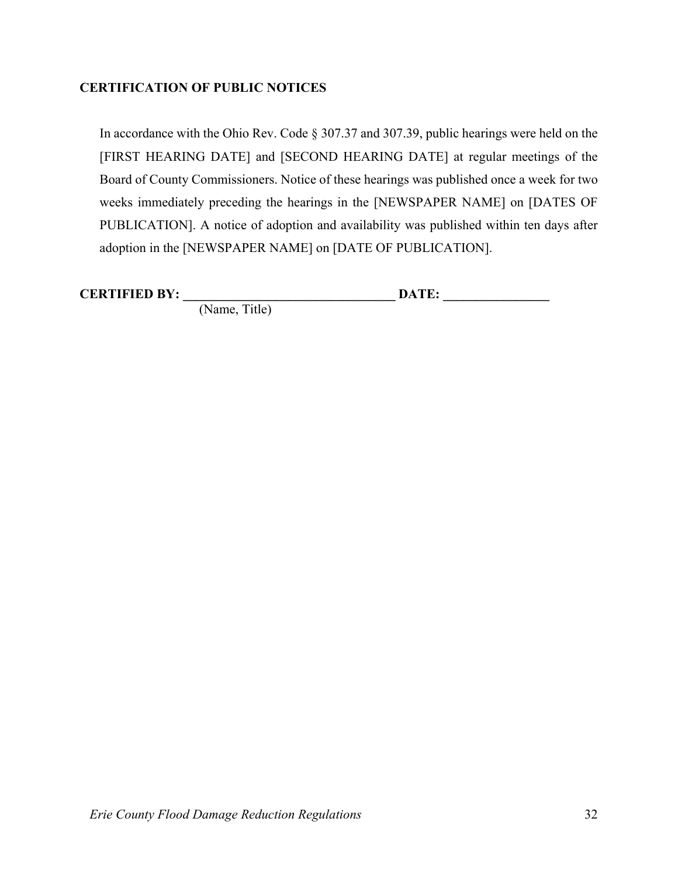**CERTIFICATION OF PUBLIC NOTICES**

In accordance with the Ohio Rev. Code § 307.37 and 307.39, public hearings were held on the [FIRST HEARING DATE] and [SECOND HEARING DATE] at regular meetings of the Board of County Commissioners. Notice of these hearings was published once a week for two weeks immediately preceding the hearings in the [NEWSPAPER NAME] on [DATES OF PUBLICATION]. A notice of adoption and availability was published within ten days after adoption in the [NEWSPAPER NAME] on [DATE OF PUBLICATION].

**CERTIFIED BY: ________________________________ DATE: ________________**
(Name, Title)